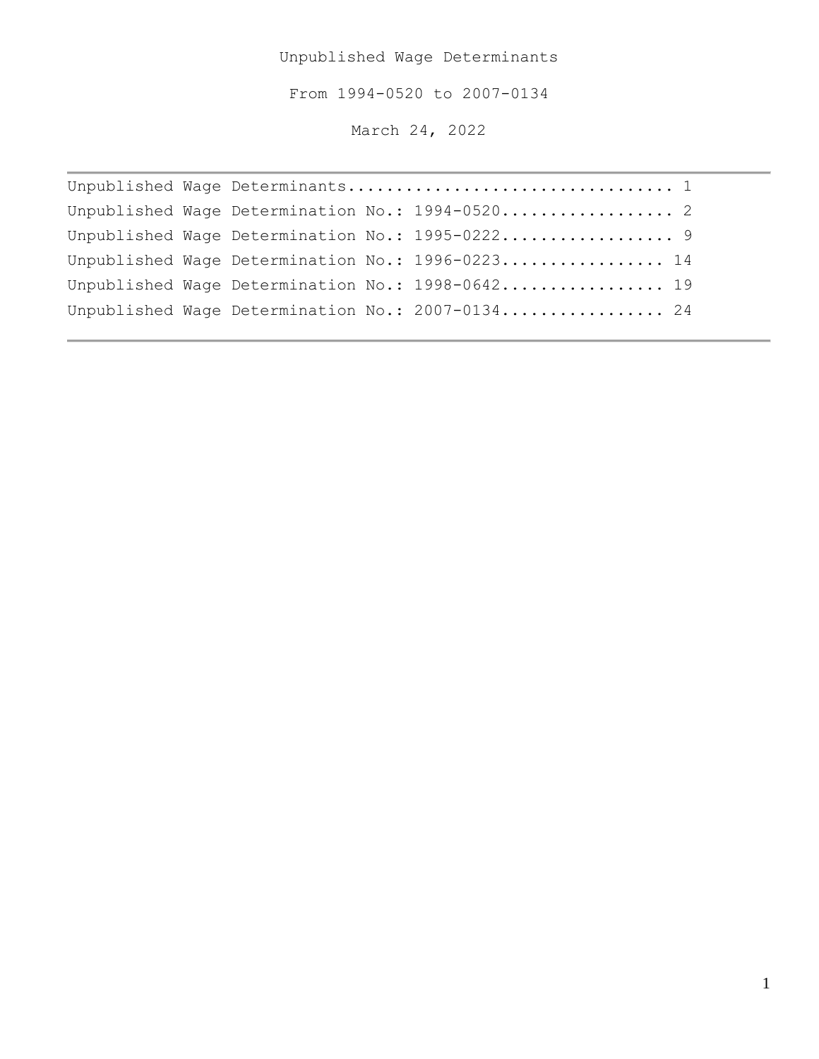# Unpublished Wage Determinants

From 1994-0520 to 2007-0134

March 24, 2022

---

Unpublished Wage Determinants.................................. 1

Unpublished Wage Determination No.: 1994-0520.................. 2

Unpublished Wage Determination No.: 1995-0222.................. 9

Unpublished Wage Determination No.: 1996-0223................. 14

Unpublished Wage Determination No.: 1998-0642................. 19

Unpublished Wage Determination No.: 2007-0134................. 24

---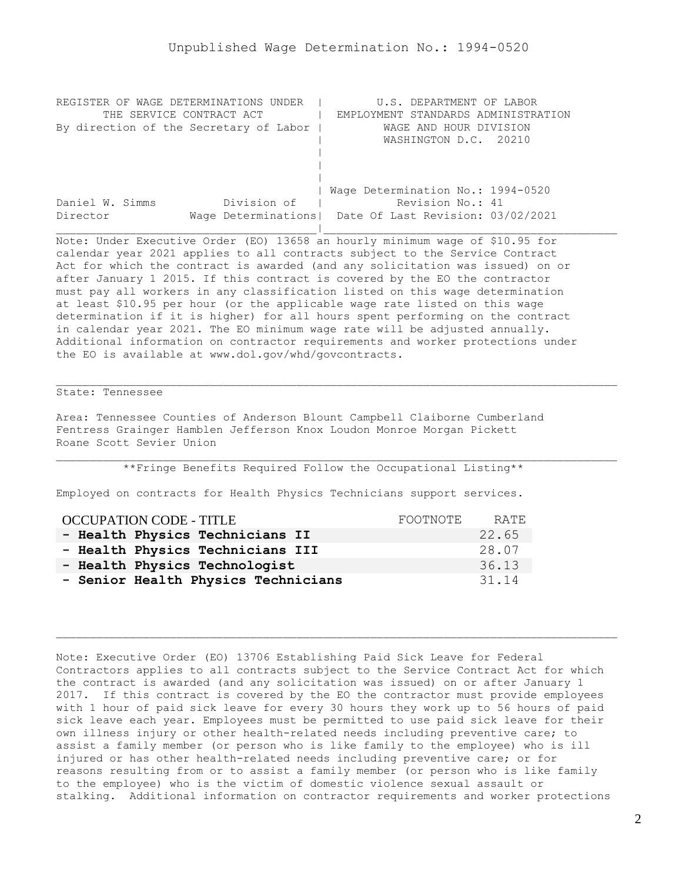Unpublished Wage Determination No.: 1994-0520

```
REGISTER OF WAGE DETERMINATIONS UNDER  |         U.S. DEPARTMENT OF LABOR
       THE SERVICE CONTRACT ACT        |  EMPLOYMENT STANDARDS ADMINISTRATION
By direction of the Secretary of Labor |          WAGE AND HOUR DIVISION
                                       |          WASHINGTON D.C.  20210
                                       |
                                       |
                                       |
                                       | Wage Determination No.: 1994-0520
Daniel W. Simms          Division of   |           Revision No.: 41
Director            Wage Determinations|  Date Of Last Revision: 03/02/2021
```

Note: Under Executive Order (EO) 13658 an hourly minimum wage of $10.95 for calendar year 2021 applies to all contracts subject to the Service Contract Act for which the contract is awarded (and any solicitation was issued) on or after January 1 2015. If this contract is covered by the EO the contractor must pay all workers in any classification listed on this wage determination at least $10.95 per hour (or the applicable wage rate listed on this wage determination if it is higher) for all hours spent performing on the contract in calendar year 2021. The EO minimum wage rate will be adjusted annually. Additional information on contractor requirements and worker protections under the EO is available at www.dol.gov/whd/govcontracts.

State: Tennessee

Area: Tennessee Counties of Anderson Blount Campbell Claiborne Cumberland Fentress Grainger Hamblen Jefferson Knox Loudon Monroe Morgan Pickett Roane Scott Sevier Union

**Fringe Benefits Required Follow the Occupational Listing**

Employed on contracts for Health Physics Technicians support services.

| OCCUPATION CODE - TITLE | FOOTNOTE | RATE |
|---|---|---|
| **- Health Physics Technicians II** | | 22.65 |
| **- Health Physics Technicians III** | | 28.07 |
| **- Health Physics Technologist** | | 36.13 |
| **- Senior Health Physics Technicians** | | 31.14 |

Note: Executive Order (EO) 13706 Establishing Paid Sick Leave for Federal Contractors applies to all contracts subject to the Service Contract Act for which the contract is awarded (and any solicitation was issued) on or after January 1 2017. If this contract is covered by the EO the contractor must provide employees with 1 hour of paid sick leave for every 30 hours they work up to 56 hours of paid sick leave each year. Employees must be permitted to use paid sick leave for their own illness injury or other health-related needs including preventive care; to assist a family member (or person who is like family to the employee) who is ill injured or has other health-related needs including preventive care; or for reasons resulting from or to assist a family member (or person who is like family to the employee) who is the victim of domestic violence sexual assault or stalking. Additional information on contractor requirements and worker protections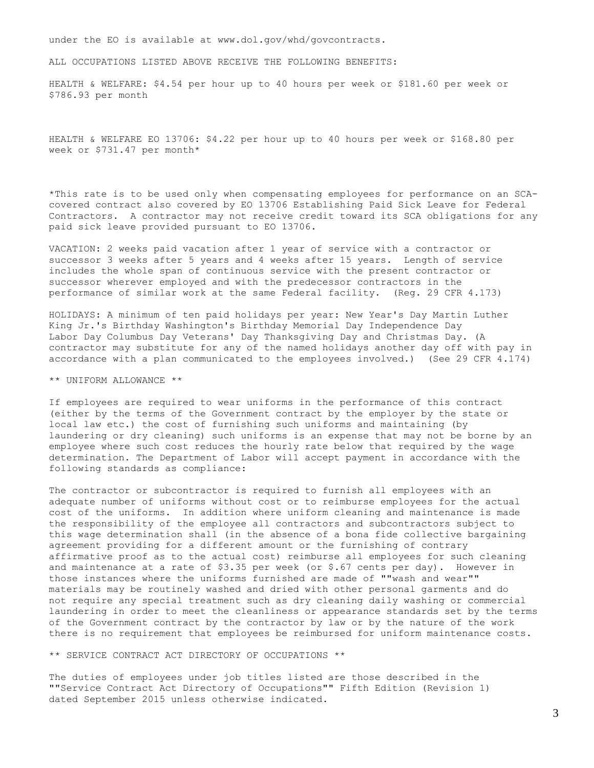under the EO is available at www.dol.gov/whd/govcontracts.

ALL OCCUPATIONS LISTED ABOVE RECEIVE THE FOLLOWING BENEFITS:

HEALTH & WELFARE: $4.54 per hour up to 40 hours per week or $181.60 per week or $786.93 per month

HEALTH & WELFARE EO 13706: $4.22 per hour up to 40 hours per week or $168.80 per week or $731.47 per month*

*This rate is to be used only when compensating employees for performance on an SCA-covered contract also covered by EO 13706 Establishing Paid Sick Leave for Federal Contractors. A contractor may not receive credit toward its SCA obligations for any paid sick leave provided pursuant to EO 13706.

VACATION: 2 weeks paid vacation after 1 year of service with a contractor or successor 3 weeks after 5 years and 4 weeks after 15 years. Length of service includes the whole span of continuous service with the present contractor or successor wherever employed and with the predecessor contractors in the performance of similar work at the same Federal facility. (Reg. 29 CFR 4.173)

HOLIDAYS: A minimum of ten paid holidays per year: New Year's Day Martin Luther King Jr.'s Birthday Washington's Birthday Memorial Day Independence Day Labor Day Columbus Day Veterans' Day Thanksgiving Day and Christmas Day. (A contractor may substitute for any of the named holidays another day off with pay in accordance with a plan communicated to the employees involved.) (See 29 CFR 4.174)

** UNIFORM ALLOWANCE **

If employees are required to wear uniforms in the performance of this contract (either by the terms of the Government contract by the employer by the state or local law etc.) the cost of furnishing such uniforms and maintaining (by laundering or dry cleaning) such uniforms is an expense that may not be borne by an employee where such cost reduces the hourly rate below that required by the wage determination. The Department of Labor will accept payment in accordance with the following standards as compliance:

The contractor or subcontractor is required to furnish all employees with an adequate number of uniforms without cost or to reimburse employees for the actual cost of the uniforms. In addition where uniform cleaning and maintenance is made the responsibility of the employee all contractors and subcontractors subject to this wage determination shall (in the absence of a bona fide collective bargaining agreement providing for a different amount or the furnishing of contrary affirmative proof as to the actual cost) reimburse all employees for such cleaning and maintenance at a rate of $3.35 per week (or $.67 cents per day). However in those instances where the uniforms furnished are made of ""wash and wear"" materials may be routinely washed and dried with other personal garments and do not require any special treatment such as dry cleaning daily washing or commercial laundering in order to meet the cleanliness or appearance standards set by the terms of the Government contract by the contractor by law or by the nature of the work there is no requirement that employees be reimbursed for uniform maintenance costs.

** SERVICE CONTRACT ACT DIRECTORY OF OCCUPATIONS **

The duties of employees under job titles listed are those described in the ""Service Contract Act Directory of Occupations"" Fifth Edition (Revision 1) dated September 2015 unless otherwise indicated.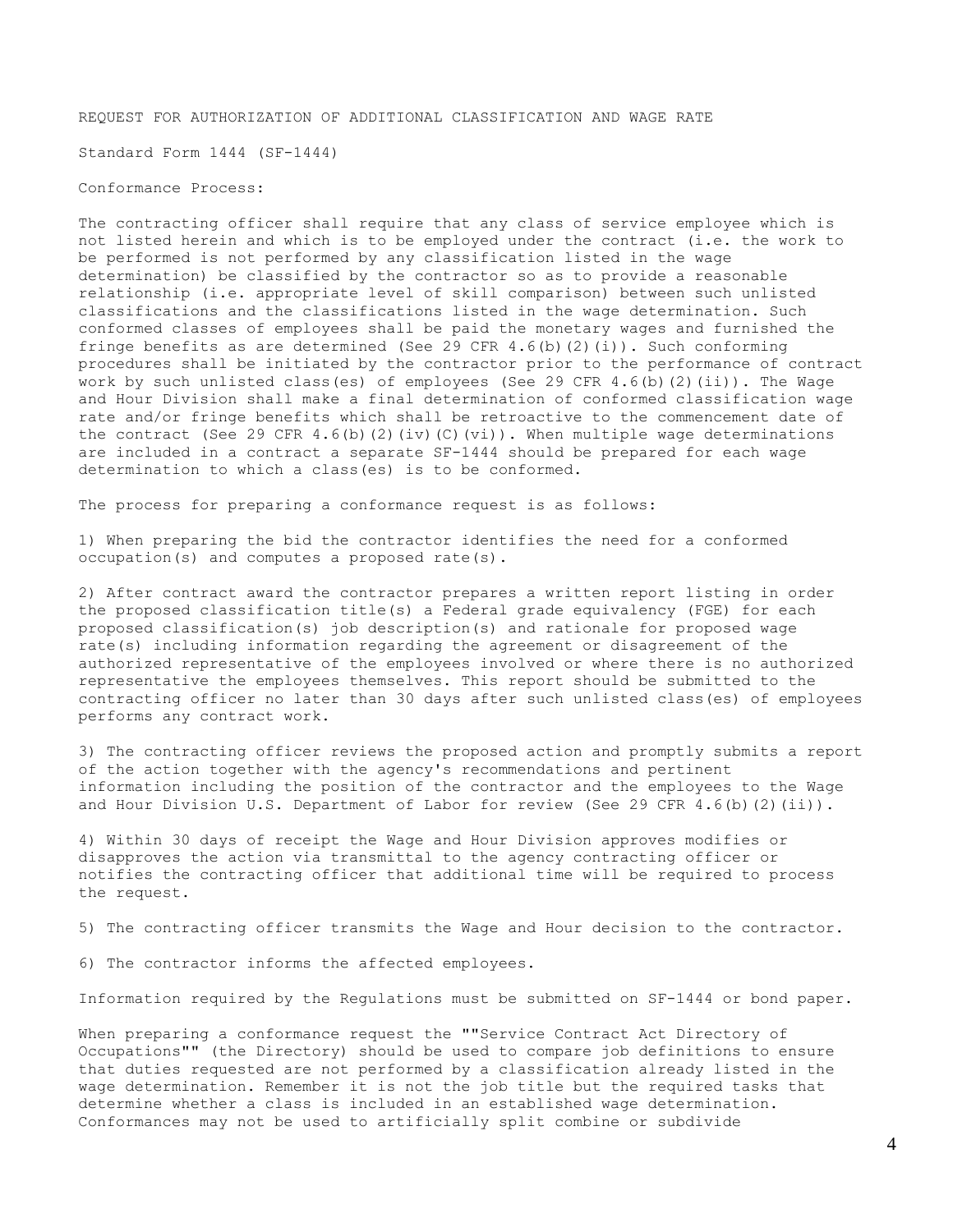REQUEST FOR AUTHORIZATION OF ADDITIONAL CLASSIFICATION AND WAGE RATE

Standard Form 1444 (SF-1444)

Conformance Process:

The contracting officer shall require that any class of service employee which is not listed herein and which is to be employed under the contract (i.e. the work to be performed is not performed by any classification listed in the wage determination) be classified by the contractor so as to provide a reasonable relationship (i.e. appropriate level of skill comparison) between such unlisted classifications and the classifications listed in the wage determination. Such conformed classes of employees shall be paid the monetary wages and furnished the fringe benefits as are determined (See 29 CFR 4.6(b)(2)(i)). Such conforming procedures shall be initiated by the contractor prior to the performance of contract work by such unlisted class(es) of employees (See 29 CFR 4.6(b)(2)(ii)). The Wage and Hour Division shall make a final determination of conformed classification wage rate and/or fringe benefits which shall be retroactive to the commencement date of the contract (See 29 CFR 4.6(b)(2)(iv)(C)(vi)). When multiple wage determinations are included in a contract a separate SF-1444 should be prepared for each wage determination to which a class(es) is to be conformed.

The process for preparing a conformance request is as follows:

1) When preparing the bid the contractor identifies the need for a conformed occupation(s) and computes a proposed rate(s).

2) After contract award the contractor prepares a written report listing in order the proposed classification title(s) a Federal grade equivalency (FGE) for each proposed classification(s) job description(s) and rationale for proposed wage rate(s) including information regarding the agreement or disagreement of the authorized representative of the employees involved or where there is no authorized representative the employees themselves. This report should be submitted to the contracting officer no later than 30 days after such unlisted class(es) of employees performs any contract work.

3) The contracting officer reviews the proposed action and promptly submits a report of the action together with the agency's recommendations and pertinent information including the position of the contractor and the employees to the Wage and Hour Division U.S. Department of Labor for review (See 29 CFR 4.6(b)(2)(ii)).

4) Within 30 days of receipt the Wage and Hour Division approves modifies or disapproves the action via transmittal to the agency contracting officer or notifies the contracting officer that additional time will be required to process the request.

5) The contracting officer transmits the Wage and Hour decision to the contractor.

6) The contractor informs the affected employees.

Information required by the Regulations must be submitted on SF-1444 or bond paper.

When preparing a conformance request the ""Service Contract Act Directory of Occupations"" (the Directory) should be used to compare job definitions to ensure that duties requested are not performed by a classification already listed in the wage determination. Remember it is not the job title but the required tasks that determine whether a class is included in an established wage determination. Conformances may not be used to artificially split combine or subdivide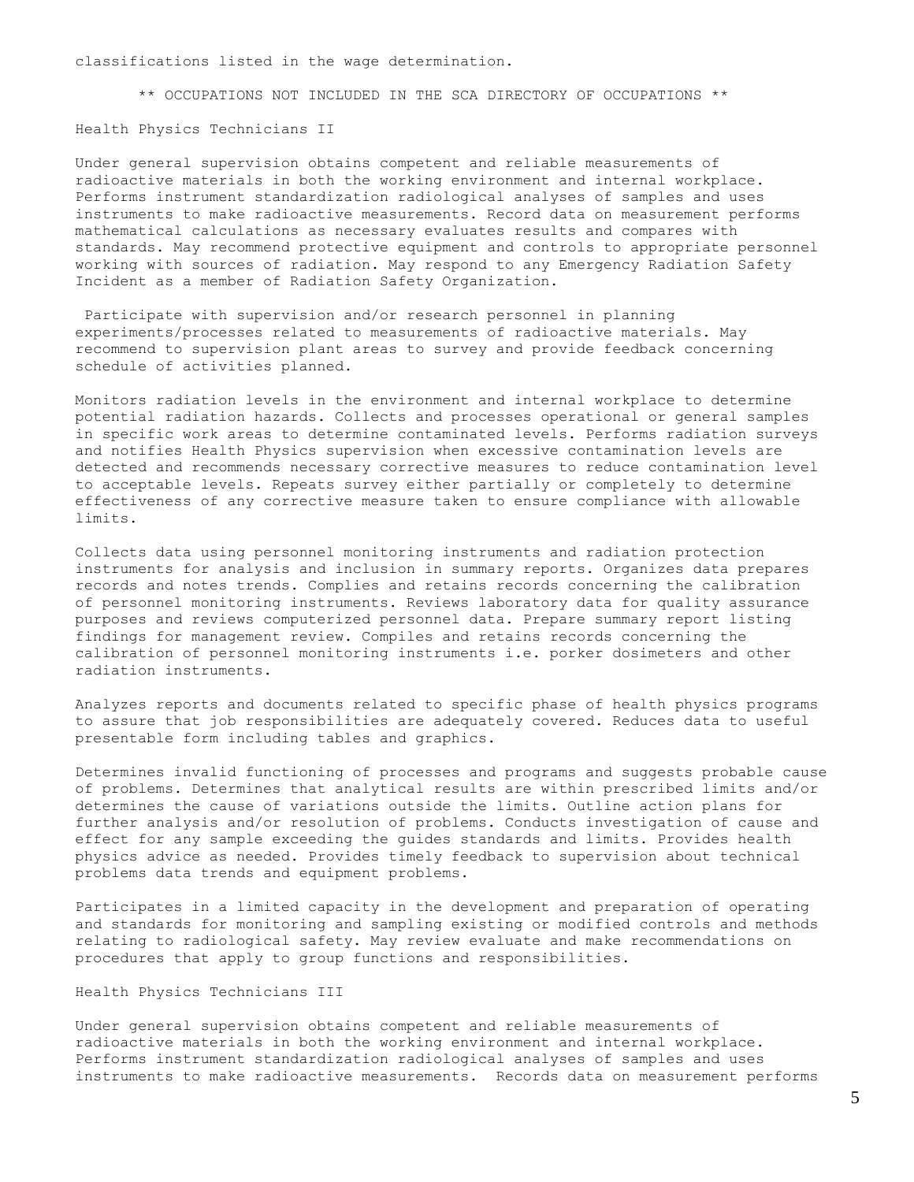classifications listed in the wage determination.

** OCCUPATIONS NOT INCLUDED IN THE SCA DIRECTORY OF OCCUPATIONS **

Health Physics Technicians II

Under general supervision obtains competent and reliable measurements of radioactive materials in both the working environment and internal workplace. Performs instrument standardization radiological analyses of samples and uses instruments to make radioactive measurements. Record data on measurement performs mathematical calculations as necessary evaluates results and compares with standards. May recommend protective equipment and controls to appropriate personnel working with sources of radiation. May respond to any Emergency Radiation Safety Incident as a member of Radiation Safety Organization.

Participate with supervision and/or research personnel in planning experiments/processes related to measurements of radioactive materials. May recommend to supervision plant areas to survey and provide feedback concerning schedule of activities planned.

Monitors radiation levels in the environment and internal workplace to determine potential radiation hazards. Collects and processes operational or general samples in specific work areas to determine contaminated levels. Performs radiation surveys and notifies Health Physics supervision when excessive contamination levels are detected and recommends necessary corrective measures to reduce contamination level to acceptable levels. Repeats survey either partially or completely to determine effectiveness of any corrective measure taken to ensure compliance with allowable limits.

Collects data using personnel monitoring instruments and radiation protection instruments for analysis and inclusion in summary reports. Organizes data prepares records and notes trends. Complies and retains records concerning the calibration of personnel monitoring instruments. Reviews laboratory data for quality assurance purposes and reviews computerized personnel data. Prepare summary report listing findings for management review. Compiles and retains records concerning the calibration of personnel monitoring instruments i.e. porker dosimeters and other radiation instruments.

Analyzes reports and documents related to specific phase of health physics programs to assure that job responsibilities are adequately covered. Reduces data to useful presentable form including tables and graphics.

Determines invalid functioning of processes and programs and suggests probable cause of problems. Determines that analytical results are within prescribed limits and/or determines the cause of variations outside the limits. Outline action plans for further analysis and/or resolution of problems. Conducts investigation of cause and effect for any sample exceeding the guides standards and limits. Provides health physics advice as needed. Provides timely feedback to supervision about technical problems data trends and equipment problems.

Participates in a limited capacity in the development and preparation of operating and standards for monitoring and sampling existing or modified controls and methods relating to radiological safety. May review evaluate and make recommendations on procedures that apply to group functions and responsibilities.

Health Physics Technicians III

Under general supervision obtains competent and reliable measurements of radioactive materials in both the working environment and internal workplace. Performs instrument standardization radiological analyses of samples and uses instruments to make radioactive measurements. Records data on measurement performs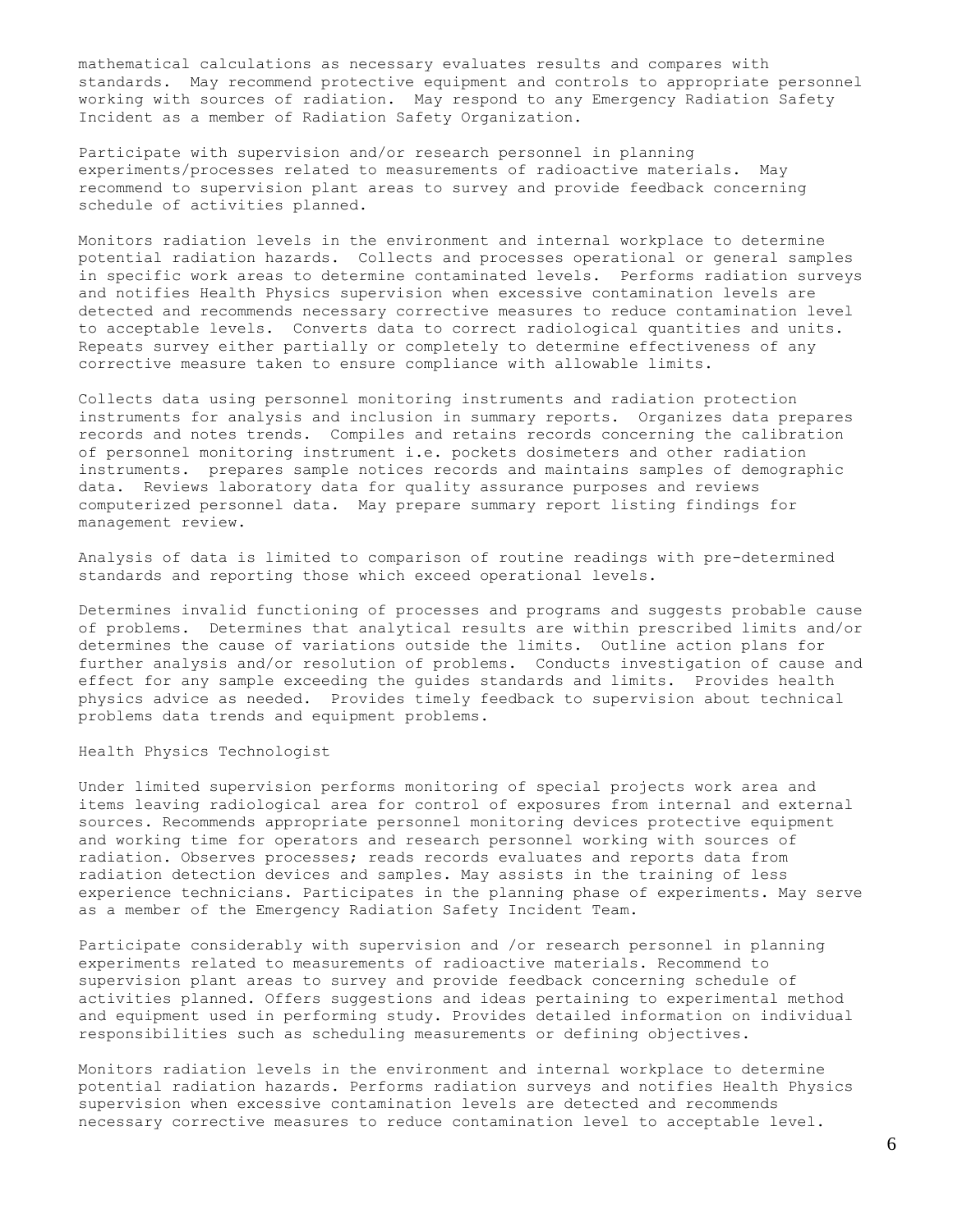mathematical calculations as necessary evaluates results and compares with standards. May recommend protective equipment and controls to appropriate personnel working with sources of radiation. May respond to any Emergency Radiation Safety Incident as a member of Radiation Safety Organization.

Participate with supervision and/or research personnel in planning experiments/processes related to measurements of radioactive materials. May recommend to supervision plant areas to survey and provide feedback concerning schedule of activities planned.

Monitors radiation levels in the environment and internal workplace to determine potential radiation hazards. Collects and processes operational or general samples in specific work areas to determine contaminated levels. Performs radiation surveys and notifies Health Physics supervision when excessive contamination levels are detected and recommends necessary corrective measures to reduce contamination level to acceptable levels. Converts data to correct radiological quantities and units. Repeats survey either partially or completely to determine effectiveness of any corrective measure taken to ensure compliance with allowable limits.

Collects data using personnel monitoring instruments and radiation protection instruments for analysis and inclusion in summary reports. Organizes data prepares records and notes trends. Compiles and retains records concerning the calibration of personnel monitoring instrument i.e. pockets dosimeters and other radiation instruments. prepares sample notices records and maintains samples of demographic data. Reviews laboratory data for quality assurance purposes and reviews computerized personnel data. May prepare summary report listing findings for management review.

Analysis of data is limited to comparison of routine readings with pre-determined standards and reporting those which exceed operational levels.

Determines invalid functioning of processes and programs and suggests probable cause of problems. Determines that analytical results are within prescribed limits and/or determines the cause of variations outside the limits. Outline action plans for further analysis and/or resolution of problems. Conducts investigation of cause and effect for any sample exceeding the guides standards and limits. Provides health physics advice as needed. Provides timely feedback to supervision about technical problems data trends and equipment problems.

Health Physics Technologist

Under limited supervision performs monitoring of special projects work area and items leaving radiological area for control of exposures from internal and external sources. Recommends appropriate personnel monitoring devices protective equipment and working time for operators and research personnel working with sources of radiation. Observes processes; reads records evaluates and reports data from radiation detection devices and samples. May assists in the training of less experience technicians. Participates in the planning phase of experiments. May serve as a member of the Emergency Radiation Safety Incident Team.

Participate considerably with supervision and /or research personnel in planning experiments related to measurements of radioactive materials. Recommend to supervision plant areas to survey and provide feedback concerning schedule of activities planned. Offers suggestions and ideas pertaining to experimental method and equipment used in performing study. Provides detailed information on individual responsibilities such as scheduling measurements or defining objectives.

Monitors radiation levels in the environment and internal workplace to determine potential radiation hazards. Performs radiation surveys and notifies Health Physics supervision when excessive contamination levels are detected and recommends necessary corrective measures to reduce contamination level to acceptable level.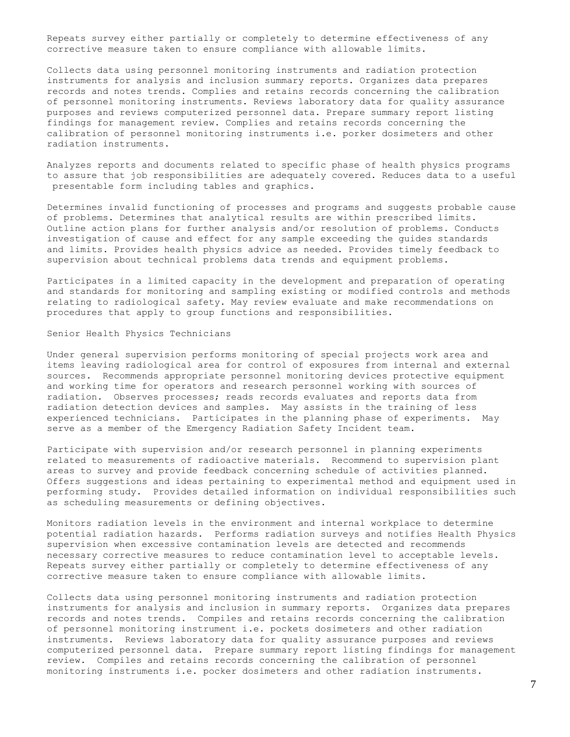Repeats survey either partially or completely to determine effectiveness of any corrective measure taken to ensure compliance with allowable limits.

Collects data using personnel monitoring instruments and radiation protection instruments for analysis and inclusion summary reports. Organizes data prepares records and notes trends. Complies and retains records concerning the calibration of personnel monitoring instruments. Reviews laboratory data for quality assurance purposes and reviews computerized personnel data. Prepare summary report listing findings for management review. Complies and retains records concerning the calibration of personnel monitoring instruments i.e. porker dosimeters and other radiation instruments.

Analyzes reports and documents related to specific phase of health physics programs to assure that job responsibilities are adequately covered. Reduces data to a useful presentable form including tables and graphics.

Determines invalid functioning of processes and programs and suggests probable cause of problems. Determines that analytical results are within prescribed limits. Outline action plans for further analysis and/or resolution of problems. Conducts investigation of cause and effect for any sample exceeding the guides standards and limits. Provides health physics advice as needed. Provides timely feedback to supervision about technical problems data trends and equipment problems.

Participates in a limited capacity in the development and preparation of operating and standards for monitoring and sampling existing or modified controls and methods relating to radiological safety. May review evaluate and make recommendations on procedures that apply to group functions and responsibilities.

Senior Health Physics Technicians

Under general supervision performs monitoring of special projects work area and items leaving radiological area for control of exposures from internal and external sources. Recommends appropriate personnel monitoring devices protective equipment and working time for operators and research personnel working with sources of radiation. Observes processes; reads records evaluates and reports data from radiation detection devices and samples. May assists in the training of less experienced technicians. Participates in the planning phase of experiments. May serve as a member of the Emergency Radiation Safety Incident team.

Participate with supervision and/or research personnel in planning experiments related to measurements of radioactive materials. Recommend to supervision plant areas to survey and provide feedback concerning schedule of activities planned. Offers suggestions and ideas pertaining to experimental method and equipment used in performing study. Provides detailed information on individual responsibilities such as scheduling measurements or defining objectives.

Monitors radiation levels in the environment and internal workplace to determine potential radiation hazards. Performs radiation surveys and notifies Health Physics supervision when excessive contamination levels are detected and recommends necessary corrective measures to reduce contamination level to acceptable levels. Repeats survey either partially or completely to determine effectiveness of any corrective measure taken to ensure compliance with allowable limits.

Collects data using personnel monitoring instruments and radiation protection instruments for analysis and inclusion in summary reports. Organizes data prepares records and notes trends. Compiles and retains records concerning the calibration of personnel monitoring instrument i.e. pockets dosimeters and other radiation instruments. Reviews laboratory data for quality assurance purposes and reviews computerized personnel data. Prepare summary report listing findings for management review. Compiles and retains records concerning the calibration of personnel monitoring instruments i.e. pocker dosimeters and other radiation instruments.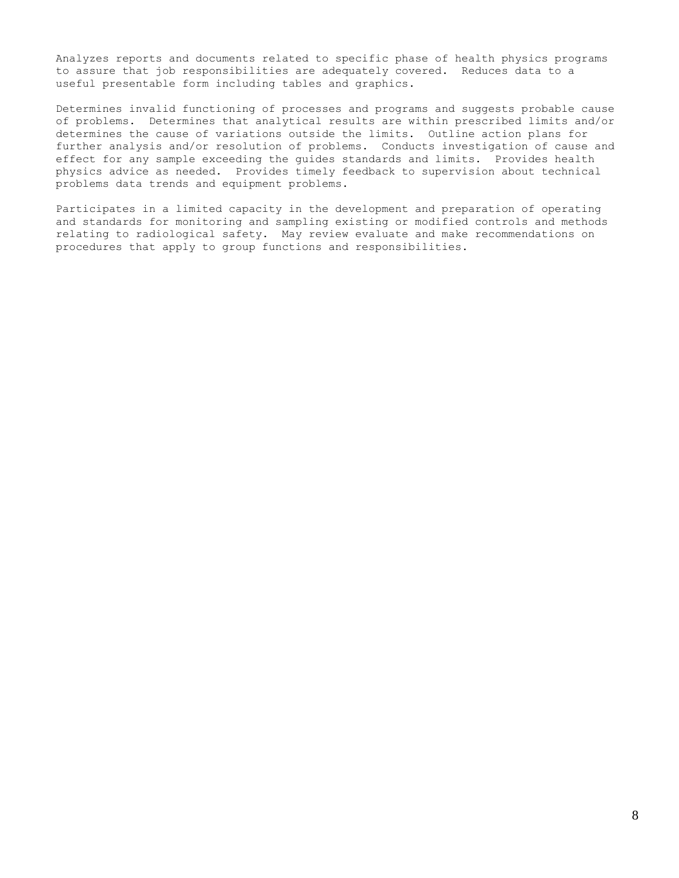Analyzes reports and documents related to specific phase of health physics programs to assure that job responsibilities are adequately covered. Reduces data to a useful presentable form including tables and graphics.

Determines invalid functioning of processes and programs and suggests probable cause of problems. Determines that analytical results are within prescribed limits and/or determines the cause of variations outside the limits. Outline action plans for further analysis and/or resolution of problems. Conducts investigation of cause and effect for any sample exceeding the guides standards and limits. Provides health physics advice as needed. Provides timely feedback to supervision about technical problems data trends and equipment problems.

Participates in a limited capacity in the development and preparation of operating and standards for monitoring and sampling existing or modified controls and methods relating to radiological safety. May review evaluate and make recommendations on procedures that apply to group functions and responsibilities.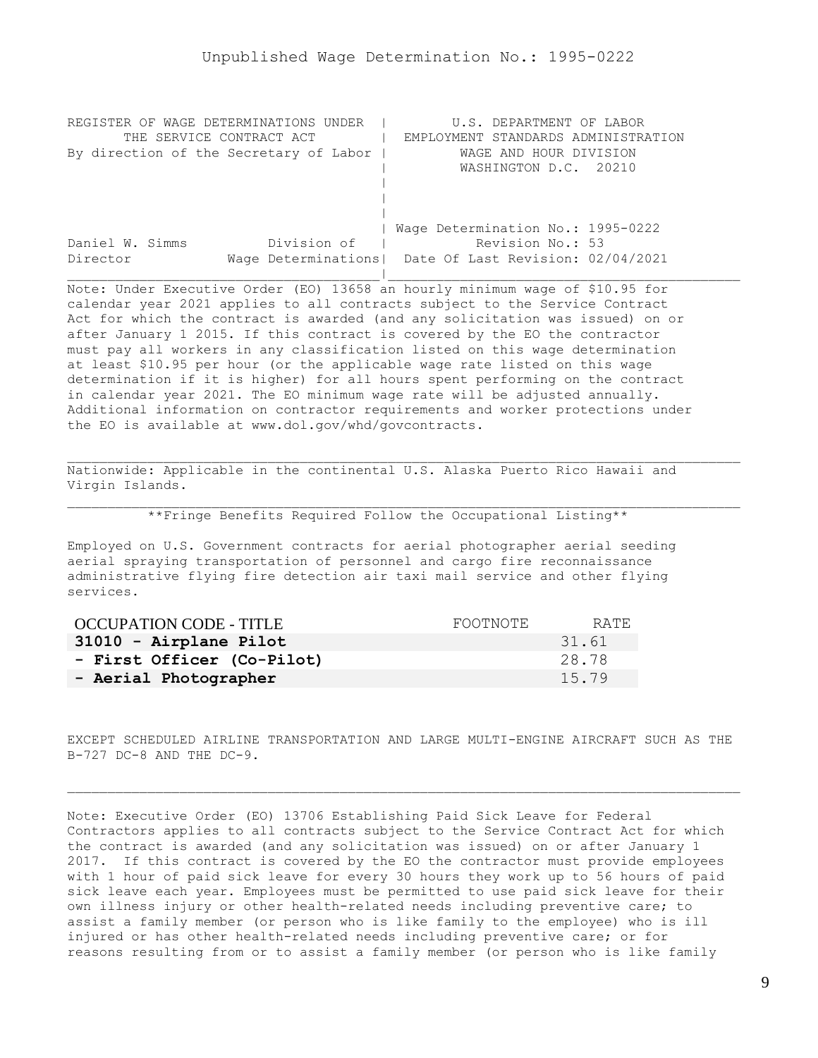Unpublished Wage Determination No.: 1995-0222

```
REGISTER OF WAGE DETERMINATIONS UNDER  |          U.S. DEPARTMENT OF LABOR
       THE SERVICE CONTRACT ACT        |  EMPLOYMENT STANDARDS ADMINISTRATION
By direction of the Secretary of Labor |          WAGE AND HOUR DIVISION
                                       |           WASHINGTON D.C.  20210
                                       |
                                       |
                                       |
                                       | Wage Determination No.: 1995-0222
Daniel W. Simms          Division of   |          Revision No.: 53
Director            Wage Determinations|  Date Of Last Revision: 02/04/2021
_______________________________________|____________________________________
```

Note: Under Executive Order (EO) 13658 an hourly minimum wage of $10.95 for calendar year 2021 applies to all contracts subject to the Service Contract Act for which the contract is awarded (and any solicitation was issued) on or after January 1 2015. If this contract is covered by the EO the contractor must pay all workers in any classification listed on this wage determination at least $10.95 per hour (or the applicable wage rate listed on this wage determination if it is higher) for all hours spent performing on the contract in calendar year 2021. The EO minimum wage rate will be adjusted annually. Additional information on contractor requirements and worker protections under the EO is available at www.dol.gov/whd/govcontracts.

---

Nationwide: Applicable in the continental U.S. Alaska Puerto Rico Hawaii and Virgin Islands.

---

**Fringe Benefits Required Follow the Occupational Listing**

Employed on U.S. Government contracts for aerial photographer aerial seeding aerial spraying transportation of personnel and cargo fire reconnaissance administrative flying fire detection air taxi mail service and other flying services.

| OCCUPATION CODE - TITLE | FOOTNOTE | RATE |
|---|---|---|
| **31010 - Airplane Pilot** | | 31.61 |
| **- First Officer (Co-Pilot)** | | 28.78 |
| **- Aerial Photographer** | | 15.79 |

EXCEPT SCHEDULED AIRLINE TRANSPORTATION AND LARGE MULTI-ENGINE AIRCRAFT SUCH AS THE B-727 DC-8 AND THE DC-9.

---

Note: Executive Order (EO) 13706 Establishing Paid Sick Leave for Federal Contractors applies to all contracts subject to the Service Contract Act for which the contract is awarded (and any solicitation was issued) on or after January 1 2017. If this contract is covered by the EO the contractor must provide employees with 1 hour of paid sick leave for every 30 hours they work up to 56 hours of paid sick leave each year. Employees must be permitted to use paid sick leave for their own illness injury or other health-related needs including preventive care; to assist a family member (or person who is like family to the employee) who is ill injured or has other health-related needs including preventive care; or for reasons resulting from or to assist a family member (or person who is like family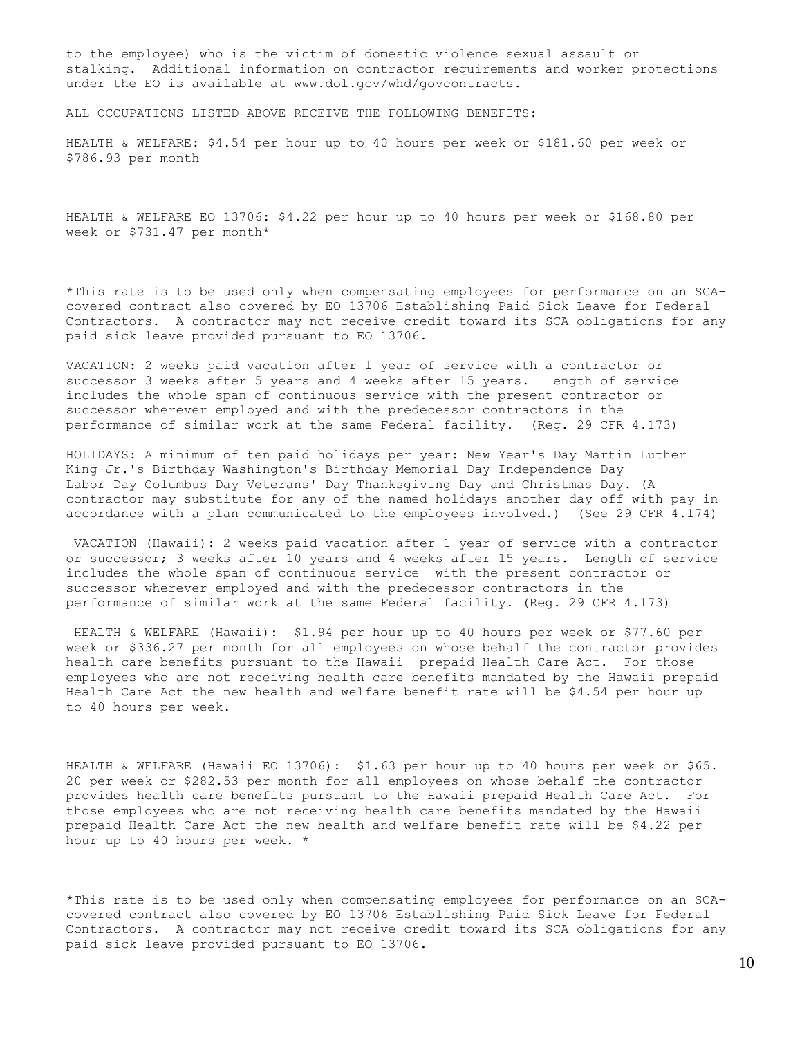to the employee) who is the victim of domestic violence sexual assault or stalking. Additional information on contractor requirements and worker protections under the EO is available at www.dol.gov/whd/govcontracts.

ALL OCCUPATIONS LISTED ABOVE RECEIVE THE FOLLOWING BENEFITS:

HEALTH & WELFARE: $4.54 per hour up to 40 hours per week or $181.60 per week or $786.93 per month

HEALTH & WELFARE EO 13706: $4.22 per hour up to 40 hours per week or $168.80 per week or $731.47 per month*

*This rate is to be used only when compensating employees for performance on an SCA-covered contract also covered by EO 13706 Establishing Paid Sick Leave for Federal Contractors. A contractor may not receive credit toward its SCA obligations for any paid sick leave provided pursuant to EO 13706.

VACATION: 2 weeks paid vacation after 1 year of service with a contractor or successor 3 weeks after 5 years and 4 weeks after 15 years. Length of service includes the whole span of continuous service with the present contractor or successor wherever employed and with the predecessor contractors in the performance of similar work at the same Federal facility. (Reg. 29 CFR 4.173)

HOLIDAYS: A minimum of ten paid holidays per year: New Year's Day Martin Luther King Jr.'s Birthday Washington's Birthday Memorial Day Independence Day Labor Day Columbus Day Veterans' Day Thanksgiving Day and Christmas Day. (A contractor may substitute for any of the named holidays another day off with pay in accordance with a plan communicated to the employees involved.) (See 29 CFR 4.174)

VACATION (Hawaii): 2 weeks paid vacation after 1 year of service with a contractor or successor; 3 weeks after 10 years and 4 weeks after 15 years. Length of service includes the whole span of continuous service with the present contractor or successor wherever employed and with the predecessor contractors in the performance of similar work at the same Federal facility. (Reg. 29 CFR 4.173)

HEALTH & WELFARE (Hawaii): $1.94 per hour up to 40 hours per week or $77.60 per week or $336.27 per month for all employees on whose behalf the contractor provides health care benefits pursuant to the Hawaii prepaid Health Care Act. For those employees who are not receiving health care benefits mandated by the Hawaii prepaid Health Care Act the new health and welfare benefit rate will be $4.54 per hour up to 40 hours per week.

HEALTH & WELFARE (Hawaii EO 13706): $1.63 per hour up to 40 hours per week or $65.20 per week or $282.53 per month for all employees on whose behalf the contractor provides health care benefits pursuant to the Hawaii prepaid Health Care Act. For those employees who are not receiving health care benefits mandated by the Hawaii prepaid Health Care Act the new health and welfare benefit rate will be $4.22 per hour up to 40 hours per week. *

*This rate is to be used only when compensating employees for performance on an SCA-covered contract also covered by EO 13706 Establishing Paid Sick Leave for Federal Contractors. A contractor may not receive credit toward its SCA obligations for any paid sick leave provided pursuant to EO 13706.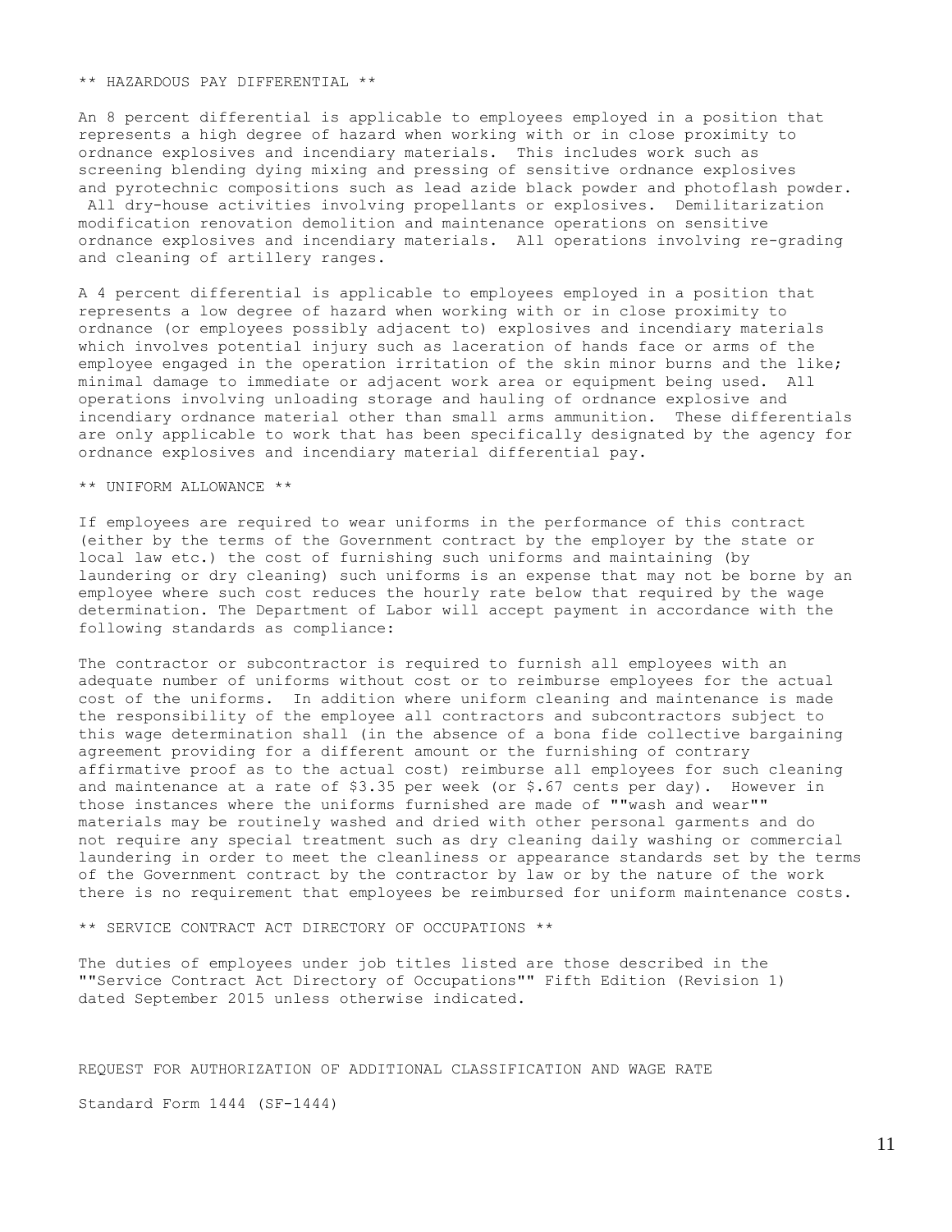** HAZARDOUS PAY DIFFERENTIAL **

An 8 percent differential is applicable to employees employed in a position that represents a high degree of hazard when working with or in close proximity to ordnance explosives and incendiary materials. This includes work such as screening blending dying mixing and pressing of sensitive ordnance explosives and pyrotechnic compositions such as lead azide black powder and photoflash powder. All dry-house activities involving propellants or explosives. Demilitarization modification renovation demolition and maintenance operations on sensitive ordnance explosives and incendiary materials. All operations involving re-grading and cleaning of artillery ranges.

A 4 percent differential is applicable to employees employed in a position that represents a low degree of hazard when working with or in close proximity to ordnance (or employees possibly adjacent to) explosives and incendiary materials which involves potential injury such as laceration of hands face or arms of the employee engaged in the operation irritation of the skin minor burns and the like; minimal damage to immediate or adjacent work area or equipment being used. All operations involving unloading storage and hauling of ordnance explosive and incendiary ordnance material other than small arms ammunition. These differentials are only applicable to work that has been specifically designated by the agency for ordnance explosives and incendiary material differential pay.

** UNIFORM ALLOWANCE **

If employees are required to wear uniforms in the performance of this contract (either by the terms of the Government contract by the employer by the state or local law etc.) the cost of furnishing such uniforms and maintaining (by laundering or dry cleaning) such uniforms is an expense that may not be borne by an employee where such cost reduces the hourly rate below that required by the wage determination. The Department of Labor will accept payment in accordance with the following standards as compliance:

The contractor or subcontractor is required to furnish all employees with an adequate number of uniforms without cost or to reimburse employees for the actual cost of the uniforms. In addition where uniform cleaning and maintenance is made the responsibility of the employee all contractors and subcontractors subject to this wage determination shall (in the absence of a bona fide collective bargaining agreement providing for a different amount or the furnishing of contrary affirmative proof as to the actual cost) reimburse all employees for such cleaning and maintenance at a rate of $3.35 per week (or $.67 cents per day). However in those instances where the uniforms furnished are made of ""wash and wear"" materials may be routinely washed and dried with other personal garments and do not require any special treatment such as dry cleaning daily washing or commercial laundering in order to meet the cleanliness or appearance standards set by the terms of the Government contract by the contractor by law or by the nature of the work there is no requirement that employees be reimbursed for uniform maintenance costs.

** SERVICE CONTRACT ACT DIRECTORY OF OCCUPATIONS **

The duties of employees under job titles listed are those described in the ""Service Contract Act Directory of Occupations"" Fifth Edition (Revision 1) dated September 2015 unless otherwise indicated.

REQUEST FOR AUTHORIZATION OF ADDITIONAL CLASSIFICATION AND WAGE RATE

Standard Form 1444 (SF-1444)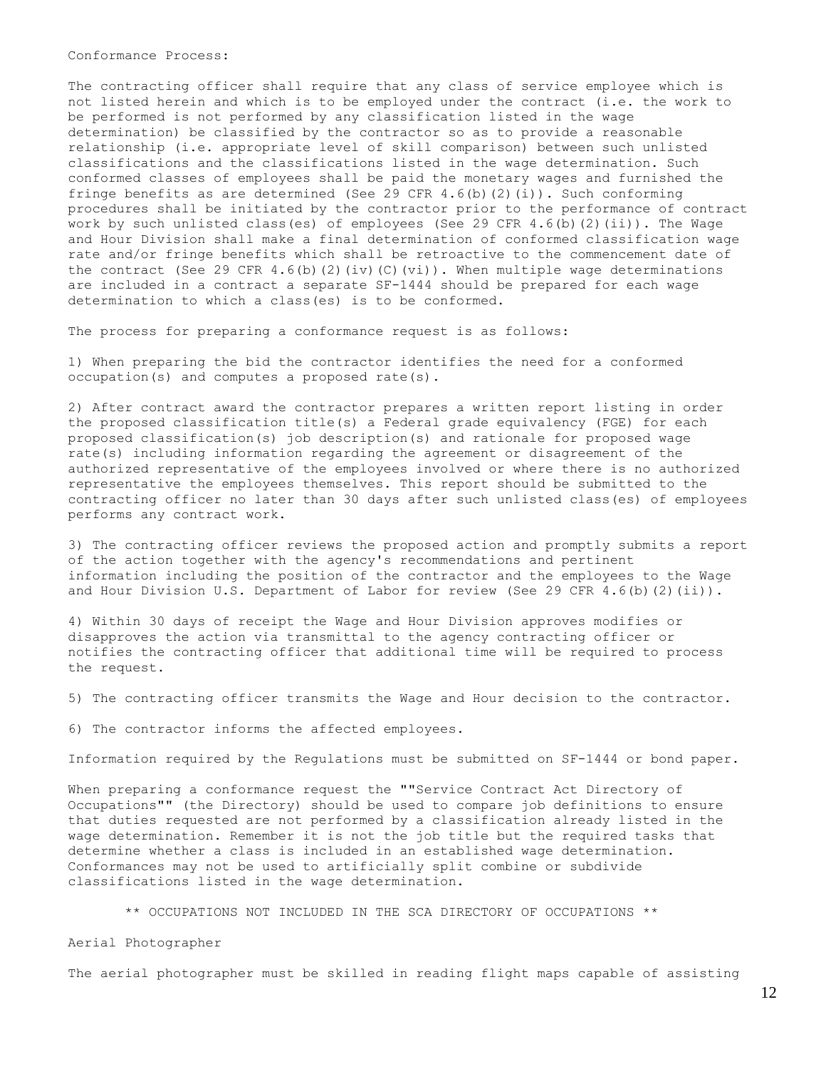Conformance Process:

The contracting officer shall require that any class of service employee which is not listed herein and which is to be employed under the contract (i.e. the work to be performed is not performed by any classification listed in the wage determination) be classified by the contractor so as to provide a reasonable relationship (i.e. appropriate level of skill comparison) between such unlisted classifications and the classifications listed in the wage determination. Such conformed classes of employees shall be paid the monetary wages and furnished the fringe benefits as are determined (See 29 CFR 4.6(b)(2)(i)). Such conforming procedures shall be initiated by the contractor prior to the performance of contract work by such unlisted class(es) of employees (See 29 CFR 4.6(b)(2)(ii)). The Wage and Hour Division shall make a final determination of conformed classification wage rate and/or fringe benefits which shall be retroactive to the commencement date of the contract (See 29 CFR 4.6(b)(2)(iv)(C)(vi)). When multiple wage determinations are included in a contract a separate SF-1444 should be prepared for each wage determination to which a class(es) is to be conformed.

The process for preparing a conformance request is as follows:

1) When preparing the bid the contractor identifies the need for a conformed occupation(s) and computes a proposed rate(s).

2) After contract award the contractor prepares a written report listing in order the proposed classification title(s) a Federal grade equivalency (FGE) for each proposed classification(s) job description(s) and rationale for proposed wage rate(s) including information regarding the agreement or disagreement of the authorized representative of the employees involved or where there is no authorized representative the employees themselves. This report should be submitted to the contracting officer no later than 30 days after such unlisted class(es) of employees performs any contract work.

3) The contracting officer reviews the proposed action and promptly submits a report of the action together with the agency's recommendations and pertinent information including the position of the contractor and the employees to the Wage and Hour Division U.S. Department of Labor for review (See 29 CFR 4.6(b)(2)(ii)).

4) Within 30 days of receipt the Wage and Hour Division approves modifies or disapproves the action via transmittal to the agency contracting officer or notifies the contracting officer that additional time will be required to process the request.

5) The contracting officer transmits the Wage and Hour decision to the contractor.

6) The contractor informs the affected employees.

Information required by the Regulations must be submitted on SF-1444 or bond paper.

When preparing a conformance request the ""Service Contract Act Directory of Occupations"" (the Directory) should be used to compare job definitions to ensure that duties requested are not performed by a classification already listed in the wage determination. Remember it is not the job title but the required tasks that determine whether a class is included in an established wage determination. Conformances may not be used to artificially split combine or subdivide classifications listed in the wage determination.

** OCCUPATIONS NOT INCLUDED IN THE SCA DIRECTORY OF OCCUPATIONS **

Aerial Photographer

The aerial photographer must be skilled in reading flight maps capable of assisting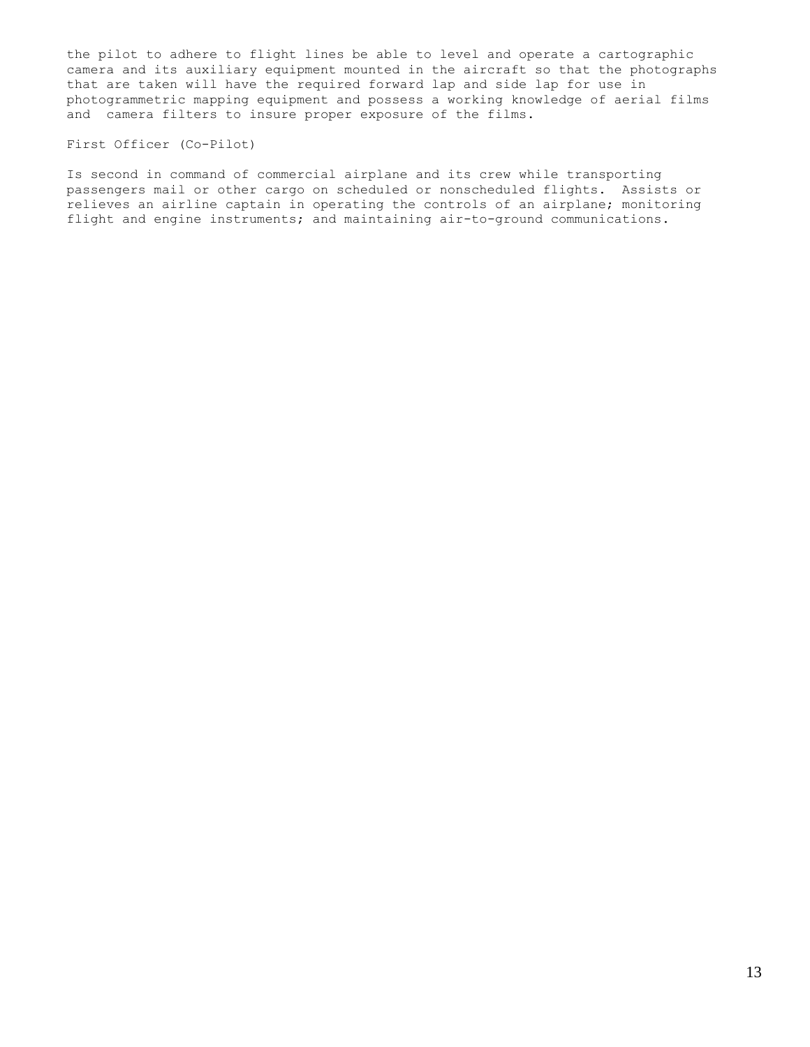the pilot to adhere to flight lines be able to level and operate a cartographic camera and its auxiliary equipment mounted in the aircraft so that the photographs that are taken will have the required forward lap and side lap for use in photogrammetric mapping equipment and possess a working knowledge of aerial films and camera filters to insure proper exposure of the films.

First Officer (Co-Pilot)

Is second in command of commercial airplane and its crew while transporting passengers mail or other cargo on scheduled or nonscheduled flights. Assists or relieves an airline captain in operating the controls of an airplane; monitoring flight and engine instruments; and maintaining air-to-ground communications.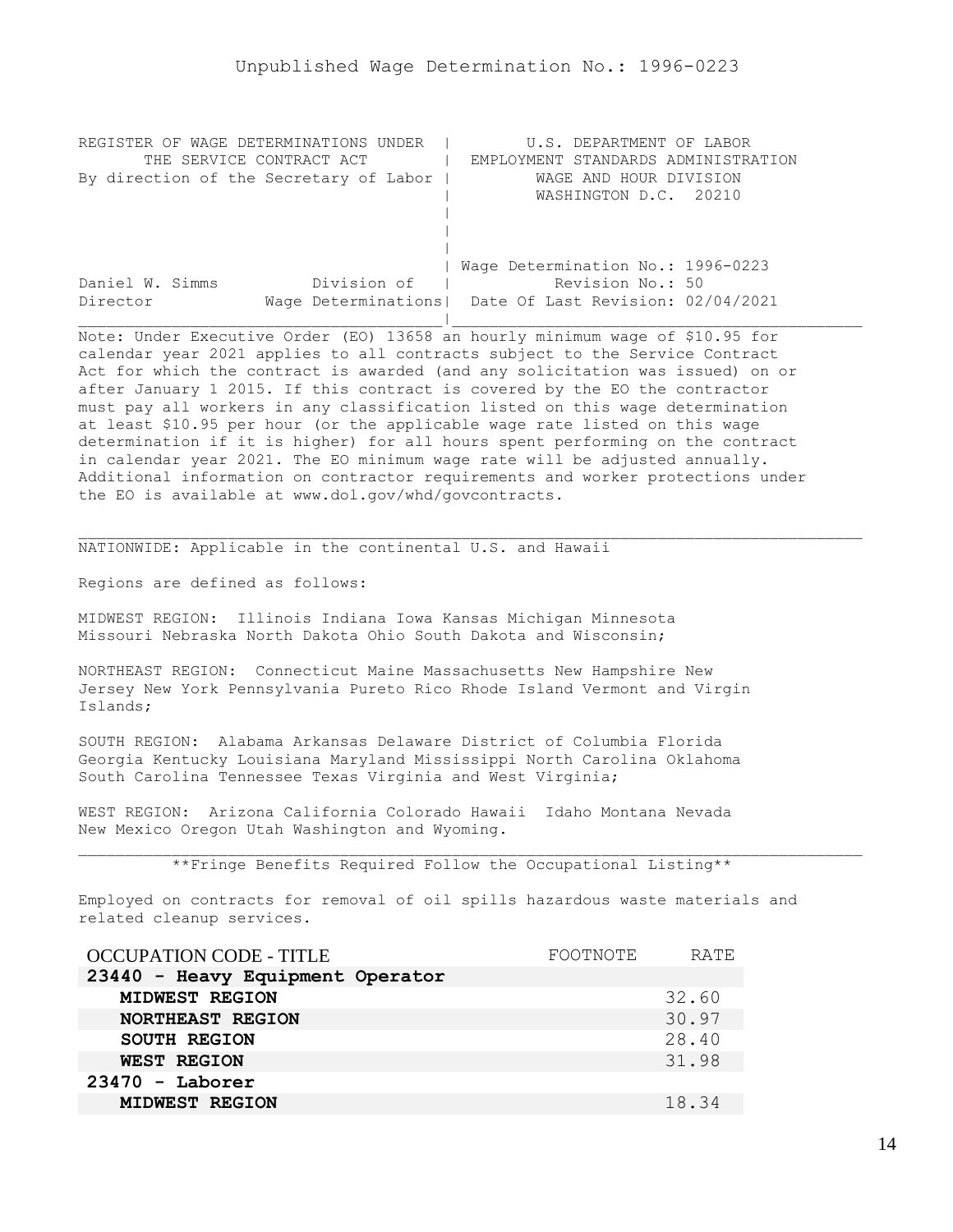Unpublished Wage Determination No.: 1996-0223

| REGISTER OF WAGE DETERMINATIONS UNDER THE SERVICE CONTRACT ACT By direction of the Secretary of Labor | U.S. DEPARTMENT OF LABOR EMPLOYMENT STANDARDS ADMINISTRATION WAGE AND HOUR DIVISION WASHINGTON D.C. 20210 |
|---|---|
| Daniel W. Simms Division of Director Wage Determinations | Wage Determination No.: 1996-0223 Revision No.: 50 Date Of Last Revision: 02/04/2021 |

Note: Under Executive Order (EO) 13658 an hourly minimum wage of $10.95 for calendar year 2021 applies to all contracts subject to the Service Contract Act for which the contract is awarded (and any solicitation was issued) on or after January 1 2015. If this contract is covered by the EO the contractor must pay all workers in any classification listed on this wage determination at least $10.95 per hour (or the applicable wage rate listed on this wage determination if it is higher) for all hours spent performing on the contract in calendar year 2021. The EO minimum wage rate will be adjusted annually. Additional information on contractor requirements and worker protections under the EO is available at www.dol.gov/whd/govcontracts.

---

NATIONWIDE: Applicable in the continental U.S. and Hawaii

Regions are defined as follows:

MIDWEST REGION: Illinois Indiana Iowa Kansas Michigan Minnesota Missouri Nebraska North Dakota Ohio South Dakota and Wisconsin;

NORTHEAST REGION: Connecticut Maine Massachusetts New Hampshire New Jersey New York Pennsylvania Pureto Rico Rhode Island Vermont and Virgin Islands;

SOUTH REGION: Alabama Arkansas Delaware District of Columbia Florida Georgia Kentucky Louisiana Maryland Mississippi North Carolina Oklahoma South Carolina Tennessee Texas Virginia and West Virginia;

WEST REGION: Arizona California Colorado Hawaii Idaho Montana Nevada New Mexico Oregon Utah Washington and Wyoming.

---

**Fringe Benefits Required Follow the Occupational Listing**

Employed on contracts for removal of oil spills hazardous waste materials and related cleanup services.

| OCCUPATION CODE - TITLE | FOOTNOTE | RATE |
|---|---|---|
| **23440 - Heavy Equipment Operator** | | |
| **MIDWEST REGION** | | 32.60 |
| **NORTHEAST REGION** | | 30.97 |
| **SOUTH REGION** | | 28.40 |
| **WEST REGION** | | 31.98 |
| **23470 - Laborer** | | |
| **MIDWEST REGION** | | 18.34 |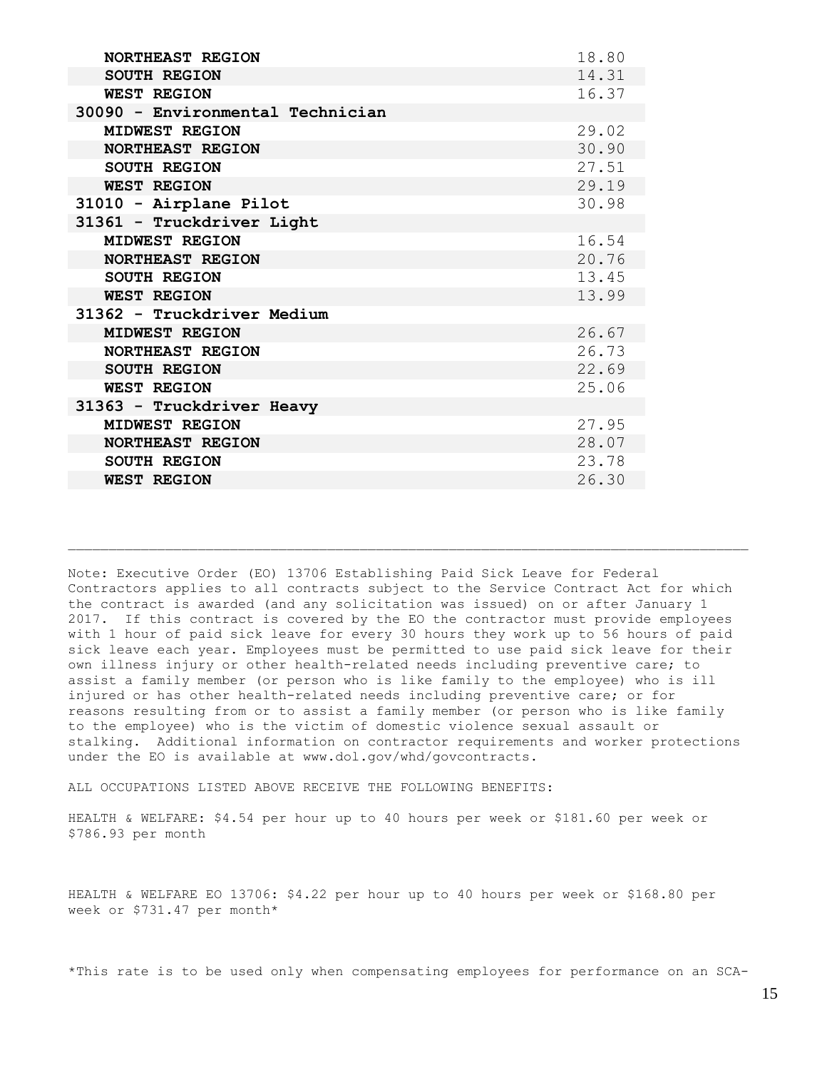| | |
|---|---|
| **NORTHEAST REGION** | 18.80 |
| **SOUTH REGION** | 14.31 |
| **WEST REGION** | 16.37 |
| **30090 - Environmental Technician** | |
| **MIDWEST REGION** | 29.02 |
| **NORTHEAST REGION** | 30.90 |
| **SOUTH REGION** | 27.51 |
| **WEST REGION** | 29.19 |
| **31010 - Airplane Pilot** | 30.98 |
| **31361 - Truckdriver Light** | |
| **MIDWEST REGION** | 16.54 |
| **NORTHEAST REGION** | 20.76 |
| **SOUTH REGION** | 13.45 |
| **WEST REGION** | 13.99 |
| **31362 - Truckdriver Medium** | |
| **MIDWEST REGION** | 26.67 |
| **NORTHEAST REGION** | 26.73 |
| **SOUTH REGION** | 22.69 |
| **WEST REGION** | 25.06 |
| **31363 - Truckdriver Heavy** | |
| **MIDWEST REGION** | 27.95 |
| **NORTHEAST REGION** | 28.07 |
| **SOUTH REGION** | 23.78 |
| **WEST REGION** | 26.30 |

---

Note: Executive Order (EO) 13706 Establishing Paid Sick Leave for Federal Contractors applies to all contracts subject to the Service Contract Act for which the contract is awarded (and any solicitation was issued) on or after January 1 2017. If this contract is covered by the EO the contractor must provide employees with 1 hour of paid sick leave for every 30 hours they work up to 56 hours of paid sick leave each year. Employees must be permitted to use paid sick leave for their own illness injury or other health-related needs including preventive care; to assist a family member (or person who is like family to the employee) who is ill injured or has other health-related needs including preventive care; or for reasons resulting from or to assist a family member (or person who is like family to the employee) who is the victim of domestic violence sexual assault or stalking. Additional information on contractor requirements and worker protections under the EO is available at www.dol.gov/whd/govcontracts.

ALL OCCUPATIONS LISTED ABOVE RECEIVE THE FOLLOWING BENEFITS:

HEALTH & WELFARE: $4.54 per hour up to 40 hours per week or $181.60 per week or $786.93 per month

HEALTH & WELFARE EO 13706: $4.22 per hour up to 40 hours per week or $168.80 per week or $731.47 per month*

*This rate is to be used only when compensating employees for performance on an SCA-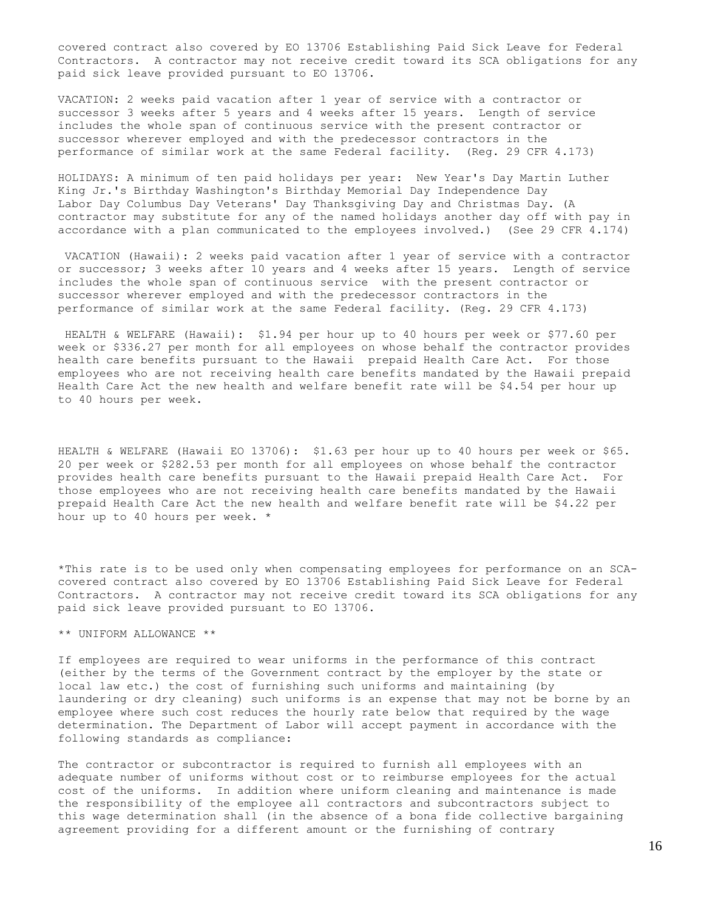covered contract also covered by EO 13706 Establishing Paid Sick Leave for Federal Contractors. A contractor may not receive credit toward its SCA obligations for any paid sick leave provided pursuant to EO 13706.

VACATION: 2 weeks paid vacation after 1 year of service with a contractor or successor 3 weeks after 5 years and 4 weeks after 15 years. Length of service includes the whole span of continuous service with the present contractor or successor wherever employed and with the predecessor contractors in the performance of similar work at the same Federal facility. (Reg. 29 CFR 4.173)

HOLIDAYS: A minimum of ten paid holidays per year: New Year's Day Martin Luther King Jr.'s Birthday Washington's Birthday Memorial Day Independence Day Labor Day Columbus Day Veterans' Day Thanksgiving Day and Christmas Day. (A contractor may substitute for any of the named holidays another day off with pay in accordance with a plan communicated to the employees involved.) (See 29 CFR 4.174)

VACATION (Hawaii): 2 weeks paid vacation after 1 year of service with a contractor or successor; 3 weeks after 10 years and 4 weeks after 15 years. Length of service includes the whole span of continuous service with the present contractor or successor wherever employed and with the predecessor contractors in the performance of similar work at the same Federal facility. (Reg. 29 CFR 4.173)

HEALTH & WELFARE (Hawaii): $1.94 per hour up to 40 hours per week or $77.60 per week or $336.27 per month for all employees on whose behalf the contractor provides health care benefits pursuant to the Hawaii prepaid Health Care Act. For those employees who are not receiving health care benefits mandated by the Hawaii prepaid Health Care Act the new health and welfare benefit rate will be $4.54 per hour up to 40 hours per week.

HEALTH & WELFARE (Hawaii EO 13706): $1.63 per hour up to 40 hours per week or $65.20 per week or $282.53 per month for all employees on whose behalf the contractor provides health care benefits pursuant to the Hawaii prepaid Health Care Act. For those employees who are not receiving health care benefits mandated by the Hawaii prepaid Health Care Act the new health and welfare benefit rate will be $4.22 per hour up to 40 hours per week. *

*This rate is to be used only when compensating employees for performance on an SCA-covered contract also covered by EO 13706 Establishing Paid Sick Leave for Federal Contractors. A contractor may not receive credit toward its SCA obligations for any paid sick leave provided pursuant to EO 13706.

** UNIFORM ALLOWANCE **

If employees are required to wear uniforms in the performance of this contract (either by the terms of the Government contract by the employer by the state or local law etc.) the cost of furnishing such uniforms and maintaining (by laundering or dry cleaning) such uniforms is an expense that may not be borne by an employee where such cost reduces the hourly rate below that required by the wage determination. The Department of Labor will accept payment in accordance with the following standards as compliance:

The contractor or subcontractor is required to furnish all employees with an adequate number of uniforms without cost or to reimburse employees for the actual cost of the uniforms. In addition where uniform cleaning and maintenance is made the responsibility of the employee all contractors and subcontractors subject to this wage determination shall (in the absence of a bona fide collective bargaining agreement providing for a different amount or the furnishing of contrary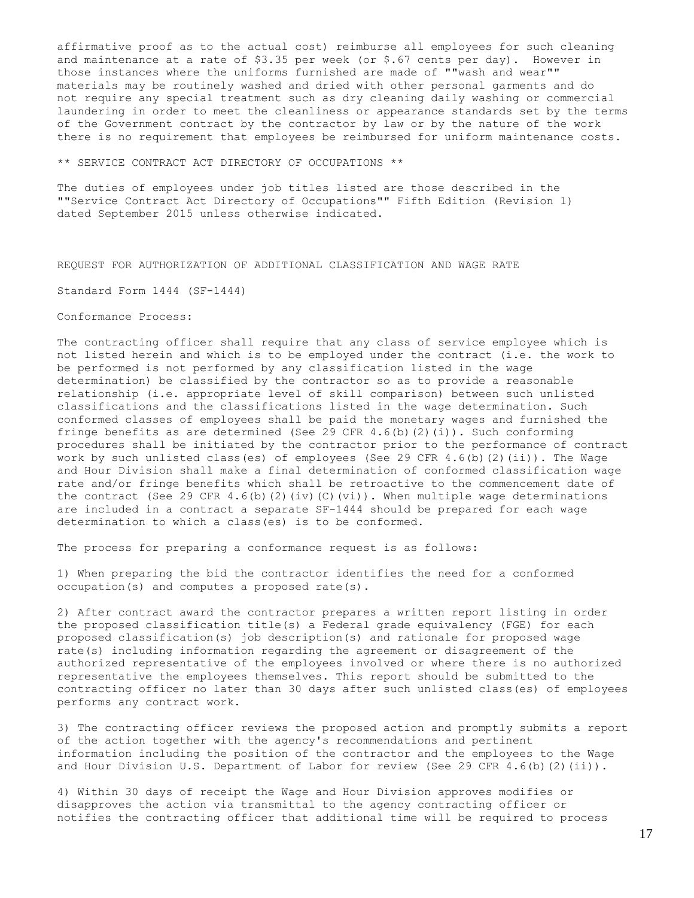affirmative proof as to the actual cost) reimburse all employees for such cleaning and maintenance at a rate of $3.35 per week (or $.67 cents per day). However in those instances where the uniforms furnished are made of ""wash and wear"" materials may be routinely washed and dried with other personal garments and do not require any special treatment such as dry cleaning daily washing or commercial laundering in order to meet the cleanliness or appearance standards set by the terms of the Government contract by the contractor by law or by the nature of the work there is no requirement that employees be reimbursed for uniform maintenance costs.

** SERVICE CONTRACT ACT DIRECTORY OF OCCUPATIONS **

The duties of employees under job titles listed are those described in the ""Service Contract Act Directory of Occupations"" Fifth Edition (Revision 1) dated September 2015 unless otherwise indicated.

REQUEST FOR AUTHORIZATION OF ADDITIONAL CLASSIFICATION AND WAGE RATE

Standard Form 1444 (SF-1444)

Conformance Process:

The contracting officer shall require that any class of service employee which is not listed herein and which is to be employed under the contract (i.e. the work to be performed is not performed by any classification listed in the wage determination) be classified by the contractor so as to provide a reasonable relationship (i.e. appropriate level of skill comparison) between such unlisted classifications and the classifications listed in the wage determination. Such conformed classes of employees shall be paid the monetary wages and furnished the fringe benefits as are determined (See 29 CFR 4.6(b)(2)(i)). Such conforming procedures shall be initiated by the contractor prior to the performance of contract work by such unlisted class(es) of employees (See 29 CFR 4.6(b)(2)(ii)). The Wage and Hour Division shall make a final determination of conformed classification wage rate and/or fringe benefits which shall be retroactive to the commencement date of the contract (See 29 CFR 4.6(b)(2)(iv)(C)(vi)). When multiple wage determinations are included in a contract a separate SF-1444 should be prepared for each wage determination to which a class(es) is to be conformed.

The process for preparing a conformance request is as follows:

1) When preparing the bid the contractor identifies the need for a conformed occupation(s) and computes a proposed rate(s).

2) After contract award the contractor prepares a written report listing in order the proposed classification title(s) a Federal grade equivalency (FGE) for each proposed classification(s) job description(s) and rationale for proposed wage rate(s) including information regarding the agreement or disagreement of the authorized representative of the employees involved or where there is no authorized representative the employees themselves. This report should be submitted to the contracting officer no later than 30 days after such unlisted class(es) of employees performs any contract work.

3) The contracting officer reviews the proposed action and promptly submits a report of the action together with the agency's recommendations and pertinent information including the position of the contractor and the employees to the Wage and Hour Division U.S. Department of Labor for review (See 29 CFR 4.6(b)(2)(ii)).

4) Within 30 days of receipt the Wage and Hour Division approves modifies or disapproves the action via transmittal to the agency contracting officer or notifies the contracting officer that additional time will be required to process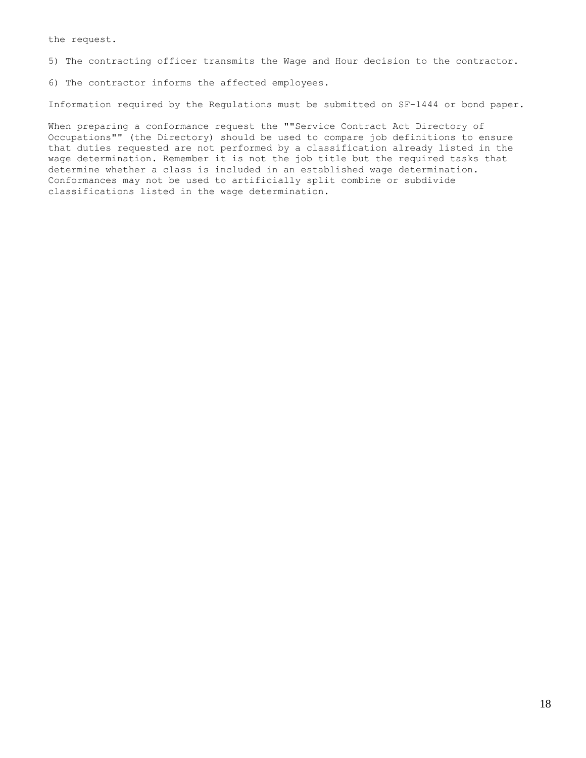the request.

5) The contracting officer transmits the Wage and Hour decision to the contractor.

6) The contractor informs the affected employees.

Information required by the Regulations must be submitted on SF-1444 or bond paper.

When preparing a conformance request the ""Service Contract Act Directory of Occupations"" (the Directory) should be used to compare job definitions to ensure that duties requested are not performed by a classification already listed in the wage determination. Remember it is not the job title but the required tasks that determine whether a class is included in an established wage determination. Conformances may not be used to artificially split combine or subdivide classifications listed in the wage determination.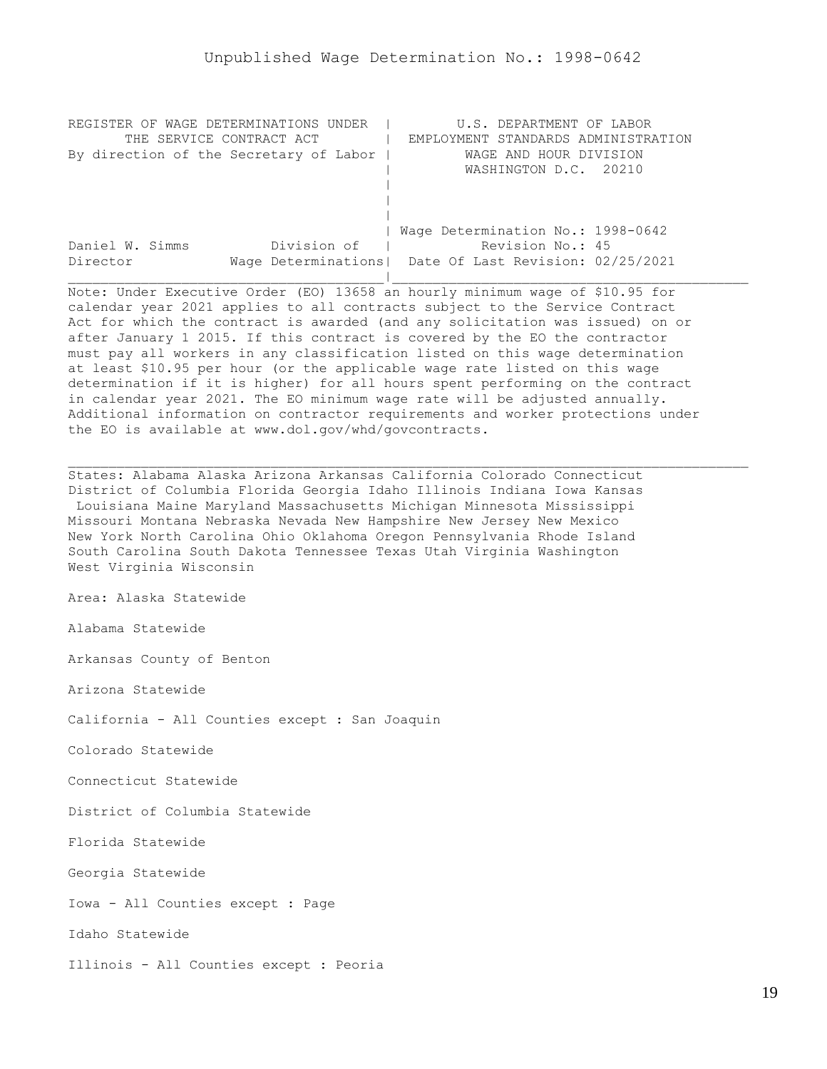Unpublished Wage Determination No.: 1998-0642

```
REGISTER OF WAGE DETERMINATIONS UNDER  |        U.S. DEPARTMENT OF LABOR
      THE SERVICE CONTRACT ACT         |  EMPLOYMENT STANDARDS ADMINISTRATION
By direction of the Secretary of Labor |         WAGE AND HOUR DIVISION
                                       |          WASHINGTON D.C.  20210
                                       |
                                       |
                                       |
                                       | Wage Determination No.: 1998-0642
Daniel W. Simms          Division of   |           Revision No.: 45
Director            Wage Determinations|  Date Of Last Revision: 02/25/2021
_______________________________________|____________________________________________
```

Note: Under Executive Order (EO) 13658 an hourly minimum wage of $10.95 for calendar year 2021 applies to all contracts subject to the Service Contract Act for which the contract is awarded (and any solicitation was issued) on or after January 1 2015. If this contract is covered by the EO the contractor must pay all workers in any classification listed on this wage determination at least $10.95 per hour (or the applicable wage rate listed on this wage determination if it is higher) for all hours spent performing on the contract in calendar year 2021. The EO minimum wage rate will be adjusted annually. Additional information on contractor requirements and worker protections under the EO is available at www.dol.gov/whd/govcontracts.

---

States: Alabama Alaska Arizona Arkansas California Colorado Connecticut District of Columbia Florida Georgia Idaho Illinois Indiana Iowa Kansas Louisiana Maine Maryland Massachusetts Michigan Minnesota Mississippi Missouri Montana Nebraska Nevada New Hampshire New Jersey New Mexico New York North Carolina Ohio Oklahoma Oregon Pennsylvania Rhode Island South Carolina South Dakota Tennessee Texas Utah Virginia Washington West Virginia Wisconsin

Area: Alaska Statewide

Alabama Statewide

Arkansas County of Benton

Arizona Statewide

California - All Counties except : San Joaquin

Colorado Statewide

Connecticut Statewide

District of Columbia Statewide

Florida Statewide

Georgia Statewide

Iowa - All Counties except : Page

Idaho Statewide

Illinois - All Counties except : Peoria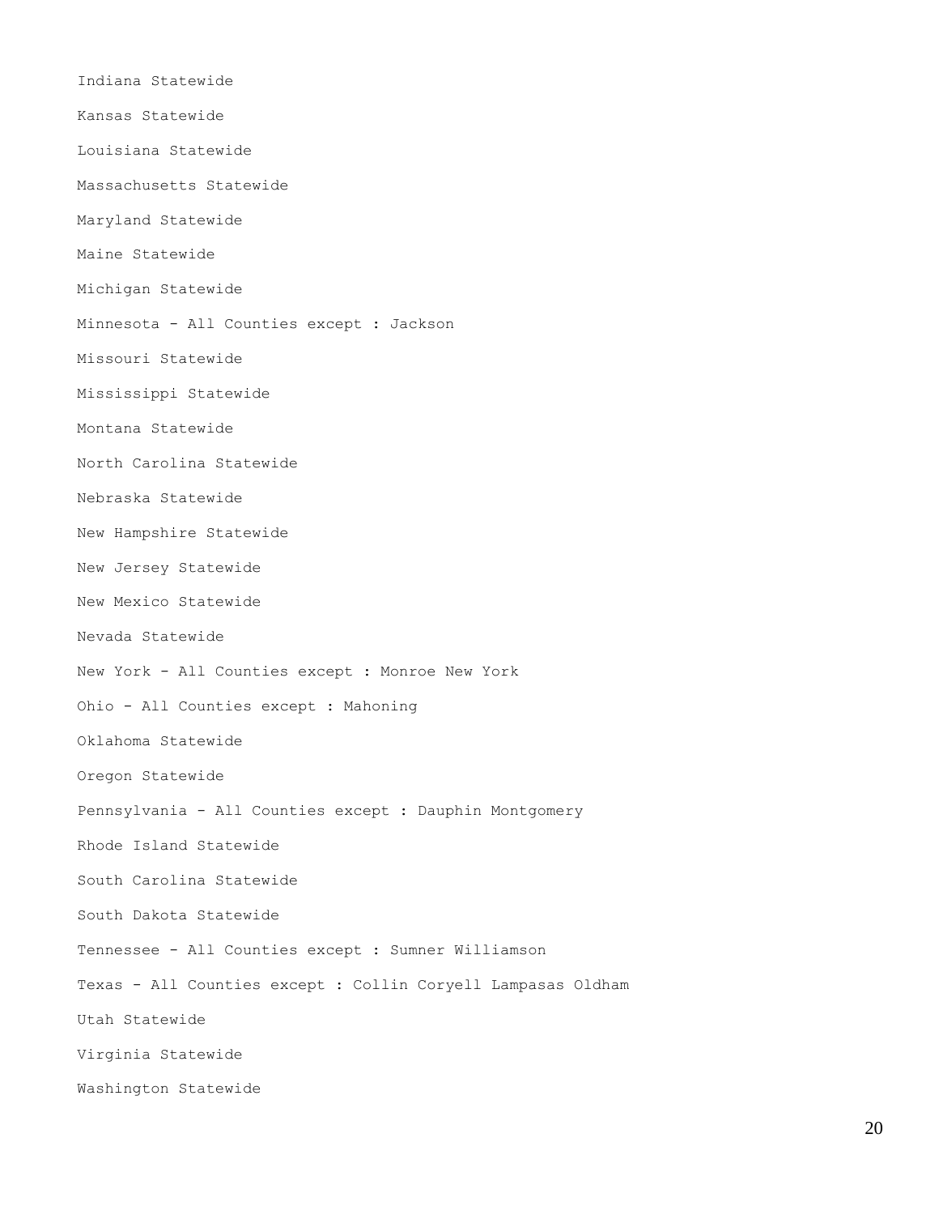Indiana Statewide

Kansas Statewide

Louisiana Statewide

Massachusetts Statewide

Maryland Statewide

Maine Statewide

Michigan Statewide

Minnesota - All Counties except : Jackson

Missouri Statewide

Mississippi Statewide

Montana Statewide

North Carolina Statewide

Nebraska Statewide

New Hampshire Statewide

New Jersey Statewide

New Mexico Statewide

Nevada Statewide

New York - All Counties except : Monroe New York

Ohio - All Counties except : Mahoning

Oklahoma Statewide

Oregon Statewide

Pennsylvania - All Counties except : Dauphin Montgomery

Rhode Island Statewide

South Carolina Statewide

South Dakota Statewide

Tennessee - All Counties except : Sumner Williamson

Texas - All Counties except : Collin Coryell Lampasas Oldham

Utah Statewide

Virginia Statewide

Washington Statewide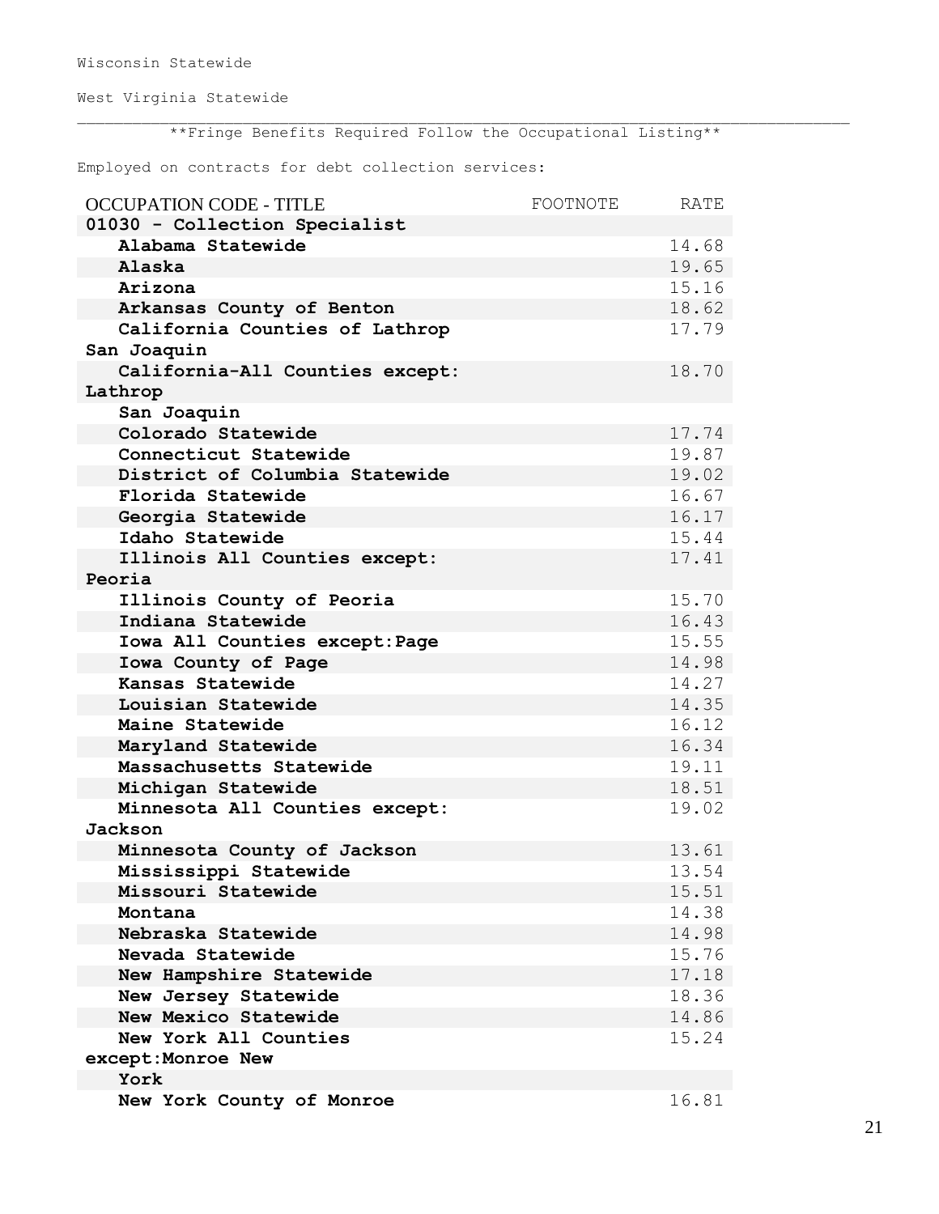Wisconsin Statewide

West Virginia Statewide

---

**Fringe Benefits Required Follow the Occupational Listing**

Employed on contracts for debt collection services:

| OCCUPATION CODE - TITLE | FOOTNOTE | RATE |
|---|---|---|
| **01030 - Collection Specialist** | | |
| **Alabama Statewide** | | 14.68 |
| **Alaska** | | 19.65 |
| **Arizona** | | 15.16 |
| **Arkansas County of Benton** | | 18.62 |
| **California Counties of Lathrop San Joaquin** | | 17.79 |
| **California-All Counties except: Lathrop San Joaquin** | | 18.70 |
| **Colorado Statewide** | | 17.74 |
| **Connecticut Statewide** | | 19.87 |
| **District of Columbia Statewide** | | 19.02 |
| **Florida Statewide** | | 16.67 |
| **Georgia Statewide** | | 16.17 |
| **Idaho Statewide** | | 15.44 |
| **Illinois All Counties except: Peoria** | | 17.41 |
| **Illinois County of Peoria** | | 15.70 |
| **Indiana Statewide** | | 16.43 |
| **Iowa All Counties except:Page** | | 15.55 |
| **Iowa County of Page** | | 14.98 |
| **Kansas Statewide** | | 14.27 |
| **Louisian Statewide** | | 14.35 |
| **Maine Statewide** | | 16.12 |
| **Maryland Statewide** | | 16.34 |
| **Massachusetts Statewide** | | 19.11 |
| **Michigan Statewide** | | 18.51 |
| **Minnesota All Counties except: Jackson** | | 19.02 |
| **Minnesota County of Jackson** | | 13.61 |
| **Mississippi Statewide** | | 13.54 |
| **Missouri Statewide** | | 15.51 |
| **Montana** | | 14.38 |
| **Nebraska Statewide** | | 14.98 |
| **Nevada Statewide** | | 15.76 |
| **New Hampshire Statewide** | | 17.18 |
| **New Jersey Statewide** | | 18.36 |
| **New Mexico Statewide** | | 14.86 |
| **New York All Counties except:Monroe New York** | | 15.24 |
| **New York County of Monroe** | | 16.81 |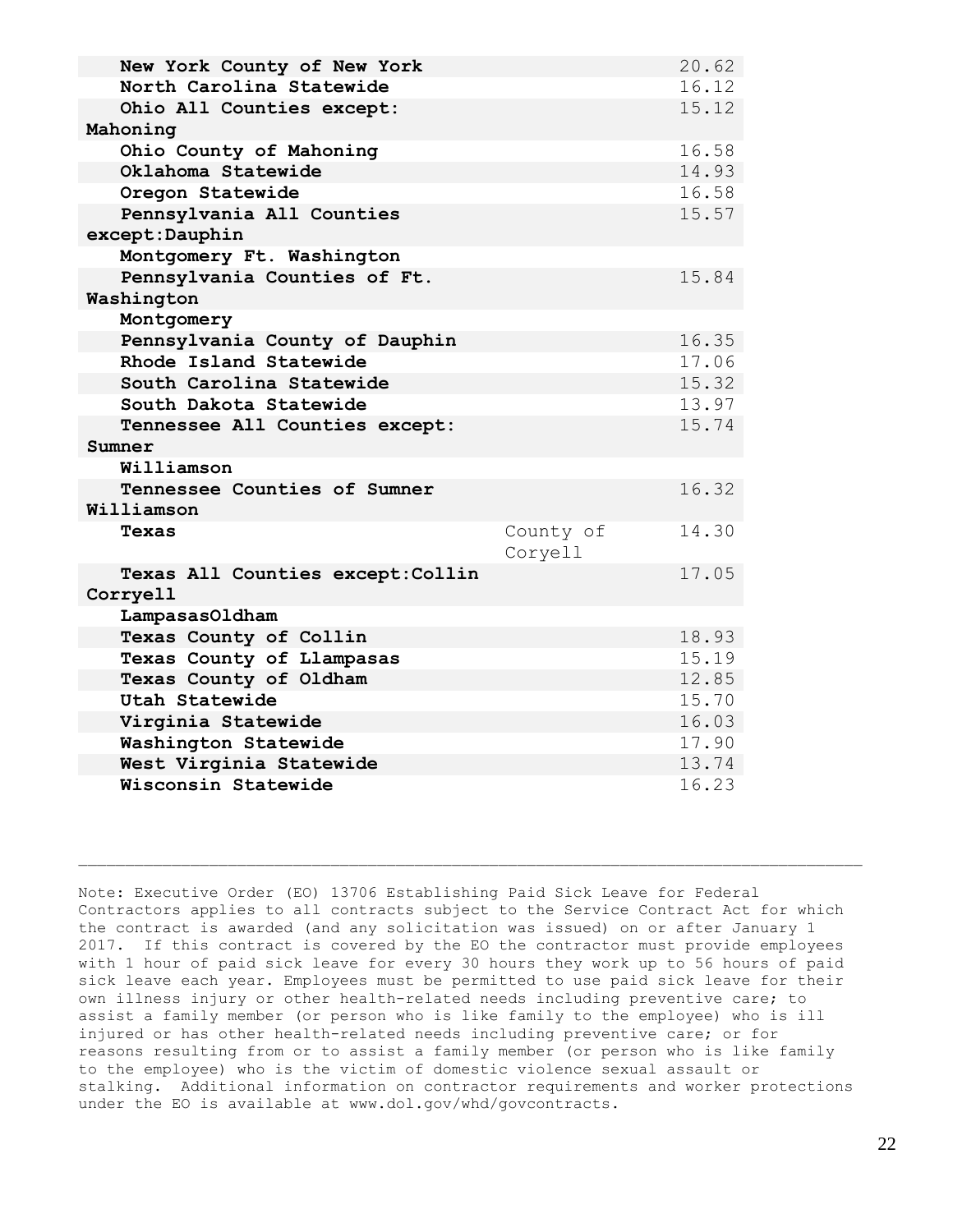| | | |
|---|---|---|
| **New York County of New York** | | 20.62 |
| **North Carolina Statewide** | | 16.12 |
| **Ohio All Counties except: Mahoning** | | 15.12 |
| **Ohio County of Mahoning** | | 16.58 |
| **Oklahoma Statewide** | | 14.93 |
| **Oregon Statewide** | | 16.58 |
| **Pennsylvania All Counties except:Dauphin Montgomery Ft. Washington** | | 15.57 |
| **Pennsylvania Counties of Ft. Washington Montgomery** | | 15.84 |
| **Pennsylvania County of Dauphin** | | 16.35 |
| **Rhode Island Statewide** | | 17.06 |
| **South Carolina Statewide** | | 15.32 |
| **South Dakota Statewide** | | 13.97 |
| **Tennessee All Counties except: Sumner Williamson** | | 15.74 |
| **Tennessee Counties of Sumner Williamson** | | 16.32 |
| **Texas** | County of Coryell | 14.30 |
| **Texas All Counties except:Collin Corryell LampasasOldham** | | 17.05 |
| **Texas County of Collin** | | 18.93 |
| **Texas County of Llampasas** | | 15.19 |
| **Texas County of Oldham** | | 12.85 |
| **Utah Statewide** | | 15.70 |
| **Virginia Statewide** | | 16.03 |
| **Washington Statewide** | | 17.90 |
| **West Virginia Statewide** | | 13.74 |
| **Wisconsin Statewide** | | 16.23 |

---

Note: Executive Order (EO) 13706 Establishing Paid Sick Leave for Federal Contractors applies to all contracts subject to the Service Contract Act for which the contract is awarded (and any solicitation was issued) on or after January 1 2017. If this contract is covered by the EO the contractor must provide employees with 1 hour of paid sick leave for every 30 hours they work up to 56 hours of paid sick leave each year. Employees must be permitted to use paid sick leave for their own illness injury or other health-related needs including preventive care; to assist a family member (or person who is like family to the employee) who is ill injured or has other health-related needs including preventive care; or for reasons resulting from or to assist a family member (or person who is like family to the employee) who is the victim of domestic violence sexual assault or stalking. Additional information on contractor requirements and worker protections under the EO is available at www.dol.gov/whd/govcontracts.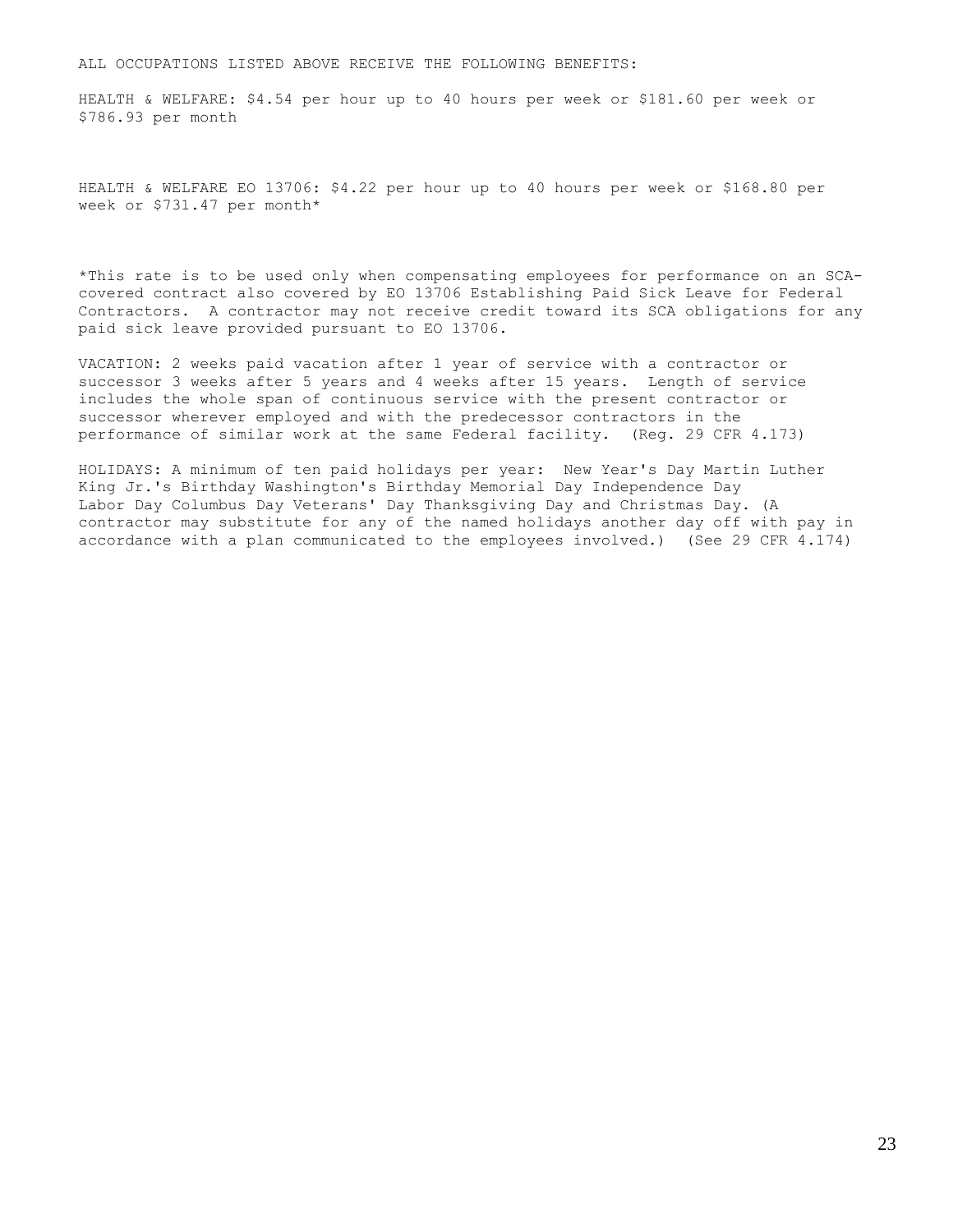ALL OCCUPATIONS LISTED ABOVE RECEIVE THE FOLLOWING BENEFITS:

HEALTH & WELFARE: $4.54 per hour up to 40 hours per week or $181.60 per week or $786.93 per month

HEALTH & WELFARE EO 13706: $4.22 per hour up to 40 hours per week or $168.80 per week or $731.47 per month*

*This rate is to be used only when compensating employees for performance on an SCA-covered contract also covered by EO 13706 Establishing Paid Sick Leave for Federal Contractors. A contractor may not receive credit toward its SCA obligations for any paid sick leave provided pursuant to EO 13706.

VACATION: 2 weeks paid vacation after 1 year of service with a contractor or successor 3 weeks after 5 years and 4 weeks after 15 years. Length of service includes the whole span of continuous service with the present contractor or successor wherever employed and with the predecessor contractors in the performance of similar work at the same Federal facility. (Reg. 29 CFR 4.173)

HOLIDAYS: A minimum of ten paid holidays per year: New Year's Day Martin Luther King Jr.'s Birthday Washington's Birthday Memorial Day Independence Day Labor Day Columbus Day Veterans' Day Thanksgiving Day and Christmas Day. (A contractor may substitute for any of the named holidays another day off with pay in accordance with a plan communicated to the employees involved.) (See 29 CFR 4.174)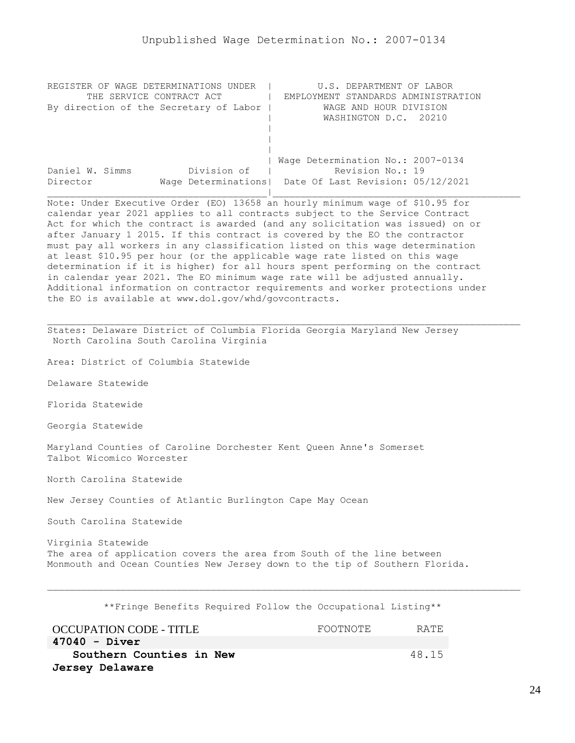Unpublished Wage Determination No.: 2007-0134

```
REGISTER OF WAGE DETERMINATIONS UNDER  |        U.S. DEPARTMENT OF LABOR
      THE SERVICE CONTRACT ACT         |  EMPLOYMENT STANDARDS ADMINISTRATION
By direction of the Secretary of Labor |         WAGE AND HOUR DIVISION
                                       |         WASHINGTON D.C.  20210
                                       |
                                       |
                                       |
                                       | Wage Determination No.: 2007-0134
Daniel W. Simms          Division of   |          Revision No.: 19
Director            Wage Determinations|  Date Of Last Revision: 05/12/2021
```

Note: Under Executive Order (EO) 13658 an hourly minimum wage of $10.95 for calendar year 2021 applies to all contracts subject to the Service Contract Act for which the contract is awarded (and any solicitation was issued) on or after January 1 2015. If this contract is covered by the EO the contractor must pay all workers in any classification listed on this wage determination at least $10.95 per hour (or the applicable wage rate listed on this wage determination if it is higher) for all hours spent performing on the contract in calendar year 2021. The EO minimum wage rate will be adjusted annually. Additional information on contractor requirements and worker protections under the EO is available at www.dol.gov/whd/govcontracts.

---

States: Delaware District of Columbia Florida Georgia Maryland New Jersey North Carolina South Carolina Virginia

Area: District of Columbia Statewide

Delaware Statewide

Florida Statewide

Georgia Statewide

Maryland Counties of Caroline Dorchester Kent Queen Anne's Somerset Talbot Wicomico Worcester

North Carolina Statewide

New Jersey Counties of Atlantic Burlington Cape May Ocean

South Carolina Statewide

Virginia Statewide
The area of application covers the area from South of the line between Monmouth and Ocean Counties New Jersey down to the tip of Southern Florida.

---

**Fringe Benefits Required Follow the Occupational Listing**

| OCCUPATION CODE - TITLE | FOOTNOTE | RATE |
|---|---|---|
| **47040 - Diver** | | |
| **Southern Counties in New Jersey Delaware** | | 48.15 |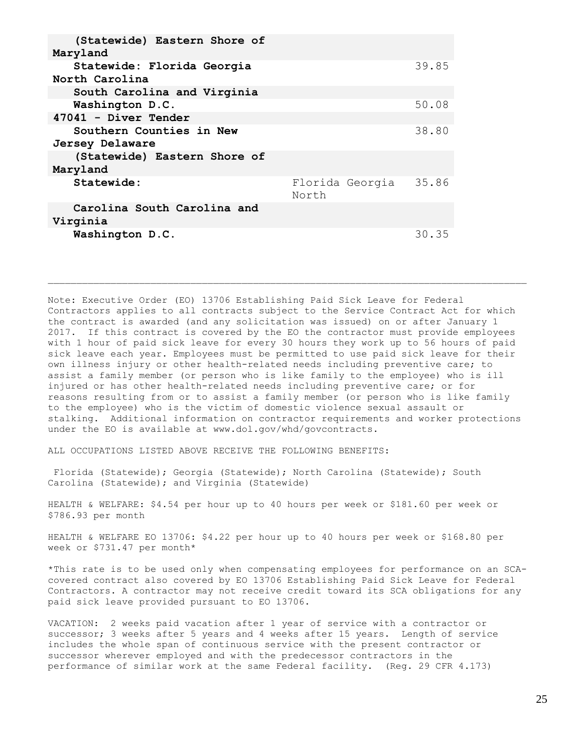| | | |
|---|---|---|
| **(Statewide) Eastern Shore of Maryland** | | |
| **Statewide: Florida Georgia North Carolina** | | 39.85 |
| **South Carolina and Virginia** | | |
| **Washington D.C.** | | 50.08 |
| **47041 - Diver Tender** | | |
| **Southern Counties in New Jersey Delaware** | | 38.80 |
| **(Statewide) Eastern Shore of Maryland** | | |
| **Statewide:** | Florida Georgia North | 35.86 |
| **Carolina South Carolina and Virginia** | | |
| **Washington D.C.** | | 30.35 |

---

Note: Executive Order (EO) 13706 Establishing Paid Sick Leave for Federal Contractors applies to all contracts subject to the Service Contract Act for which the contract is awarded (and any solicitation was issued) on or after January 1 2017. If this contract is covered by the EO the contractor must provide employees with 1 hour of paid sick leave for every 30 hours they work up to 56 hours of paid sick leave each year. Employees must be permitted to use paid sick leave for their own illness injury or other health-related needs including preventive care; to assist a family member (or person who is like family to the employee) who is ill injured or has other health-related needs including preventive care; or for reasons resulting from or to assist a family member (or person who is like family to the employee) who is the victim of domestic violence sexual assault or stalking. Additional information on contractor requirements and worker protections under the EO is available at www.dol.gov/whd/govcontracts.

ALL OCCUPATIONS LISTED ABOVE RECEIVE THE FOLLOWING BENEFITS:

Florida (Statewide); Georgia (Statewide); North Carolina (Statewide); South Carolina (Statewide); and Virginia (Statewide)

HEALTH & WELFARE: $4.54 per hour up to 40 hours per week or $181.60 per week or $786.93 per month

HEALTH & WELFARE EO 13706: $4.22 per hour up to 40 hours per week or $168.80 per week or $731.47 per month*

*This rate is to be used only when compensating employees for performance on an SCA-covered contract also covered by EO 13706 Establishing Paid Sick Leave for Federal Contractors. A contractor may not receive credit toward its SCA obligations for any paid sick leave provided pursuant to EO 13706.

VACATION: 2 weeks paid vacation after 1 year of service with a contractor or successor; 3 weeks after 5 years and 4 weeks after 15 years. Length of service includes the whole span of continuous service with the present contractor or successor wherever employed and with the predecessor contractors in the performance of similar work at the same Federal facility. (Reg. 29 CFR 4.173)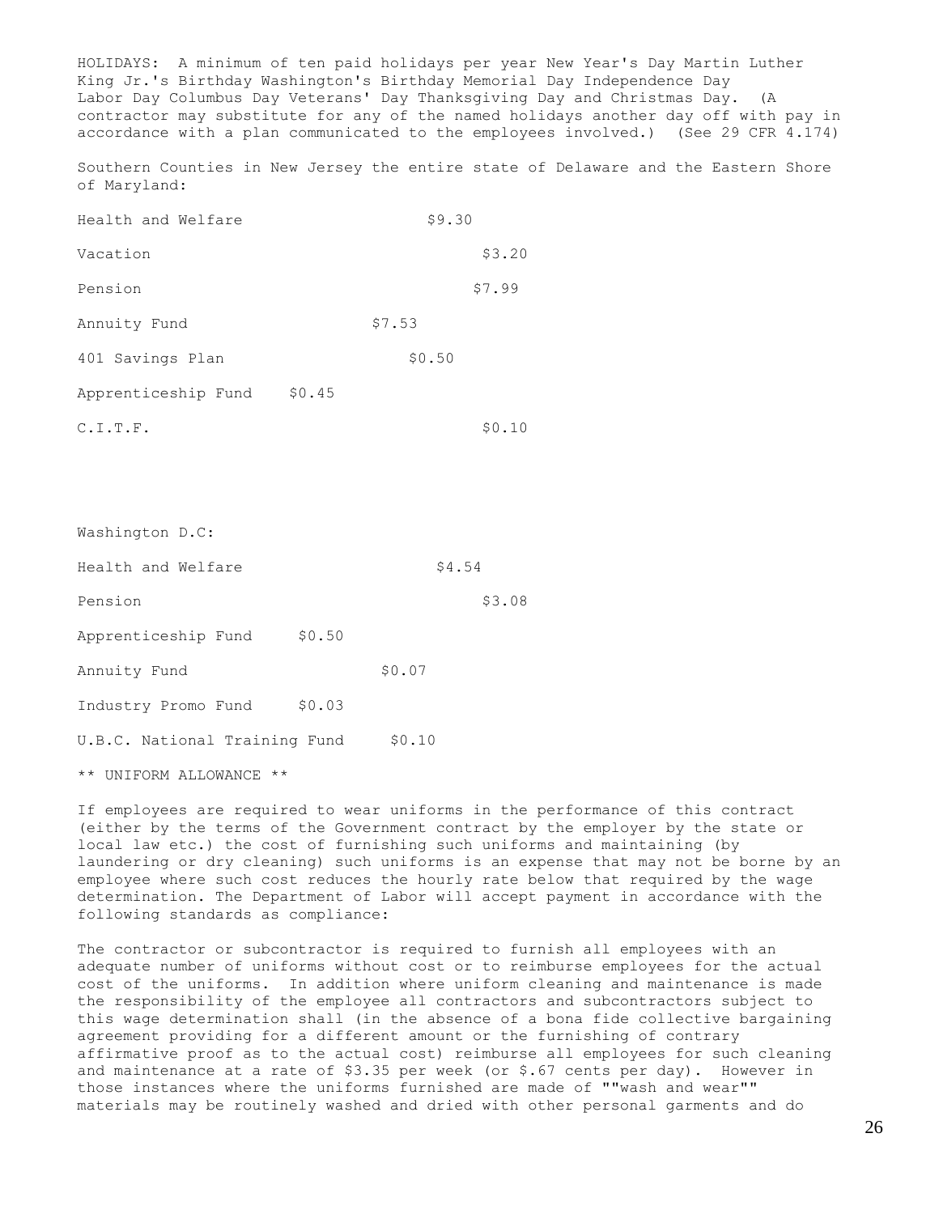HOLIDAYS: A minimum of ten paid holidays per year New Year's Day Martin Luther King Jr.'s Birthday Washington's Birthday Memorial Day Independence Day Labor Day Columbus Day Veterans' Day Thanksgiving Day and Christmas Day. (A contractor may substitute for any of the named holidays another day off with pay in accordance with a plan communicated to the employees involved.) (See 29 CFR 4.174)

Southern Counties in New Jersey the entire state of Delaware and the Eastern Shore of Maryland:

| | |
|---|---|
| Health and Welfare | $9.30 |
| Vacation | $3.20 |
| Pension | $7.99 |
| Annuity Fund | $7.53 |
| 401 Savings Plan | $0.50 |
| Apprenticeship Fund | $0.45 |
| C.I.T.F. | $0.10 |

Washington D.C:

| | |
|---|---|
| Health and Welfare | $4.54 |
| Pension | $3.08 |
| Apprenticeship Fund | $0.50 |
| Annuity Fund | $0.07 |
| Industry Promo Fund | $0.03 |
| U.B.C. National Training Fund | $0.10 |

** UNIFORM ALLOWANCE **

If employees are required to wear uniforms in the performance of this contract (either by the terms of the Government contract by the employer by the state or local law etc.) the cost of furnishing such uniforms and maintaining (by laundering or dry cleaning) such uniforms is an expense that may not be borne by an employee where such cost reduces the hourly rate below that required by the wage determination. The Department of Labor will accept payment in accordance with the following standards as compliance:

The contractor or subcontractor is required to furnish all employees with an adequate number of uniforms without cost or to reimburse employees for the actual cost of the uniforms. In addition where uniform cleaning and maintenance is made the responsibility of the employee all contractors and subcontractors subject to this wage determination shall (in the absence of a bona fide collective bargaining agreement providing for a different amount or the furnishing of contrary affirmative proof as to the actual cost) reimburse all employees for such cleaning and maintenance at a rate of $3.35 per week (or $.67 cents per day). However in those instances where the uniforms furnished are made of ""wash and wear"" materials may be routinely washed and dried with other personal garments and do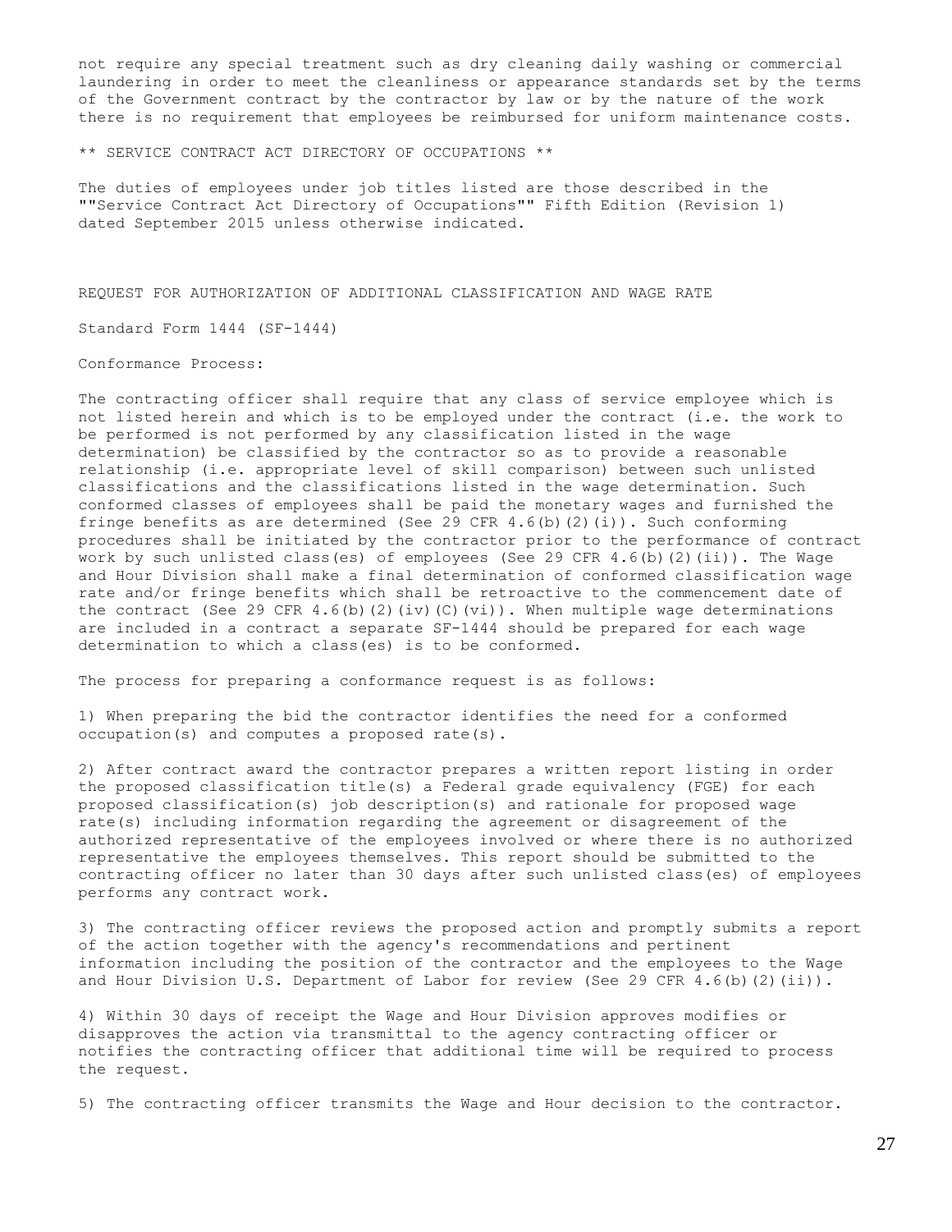not require any special treatment such as dry cleaning daily washing or commercial laundering in order to meet the cleanliness or appearance standards set by the terms of the Government contract by the contractor by law or by the nature of the work there is no requirement that employees be reimbursed for uniform maintenance costs.

** SERVICE CONTRACT ACT DIRECTORY OF OCCUPATIONS **

The duties of employees under job titles listed are those described in the ""Service Contract Act Directory of Occupations"" Fifth Edition (Revision 1) dated September 2015 unless otherwise indicated.

REQUEST FOR AUTHORIZATION OF ADDITIONAL CLASSIFICATION AND WAGE RATE

Standard Form 1444 (SF-1444)

Conformance Process:

The contracting officer shall require that any class of service employee which is not listed herein and which is to be employed under the contract (i.e. the work to be performed is not performed by any classification listed in the wage determination) be classified by the contractor so as to provide a reasonable relationship (i.e. appropriate level of skill comparison) between such unlisted classifications and the classifications listed in the wage determination. Such conformed classes of employees shall be paid the monetary wages and furnished the fringe benefits as are determined (See 29 CFR 4.6(b)(2)(i)). Such conforming procedures shall be initiated by the contractor prior to the performance of contract work by such unlisted class(es) of employees (See 29 CFR 4.6(b)(2)(ii)). The Wage and Hour Division shall make a final determination of conformed classification wage rate and/or fringe benefits which shall be retroactive to the commencement date of the contract (See 29 CFR 4.6(b)(2)(iv)(C)(vi)). When multiple wage determinations are included in a contract a separate SF-1444 should be prepared for each wage determination to which a class(es) is to be conformed.

The process for preparing a conformance request is as follows:

1) When preparing the bid the contractor identifies the need for a conformed occupation(s) and computes a proposed rate(s).

2) After contract award the contractor prepares a written report listing in order the proposed classification title(s) a Federal grade equivalency (FGE) for each proposed classification(s) job description(s) and rationale for proposed wage rate(s) including information regarding the agreement or disagreement of the authorized representative of the employees involved or where there is no authorized representative the employees themselves. This report should be submitted to the contracting officer no later than 30 days after such unlisted class(es) of employees performs any contract work.

3) The contracting officer reviews the proposed action and promptly submits a report of the action together with the agency's recommendations and pertinent information including the position of the contractor and the employees to the Wage and Hour Division U.S. Department of Labor for review (See 29 CFR 4.6(b)(2)(ii)).

4) Within 30 days of receipt the Wage and Hour Division approves modifies or disapproves the action via transmittal to the agency contracting officer or notifies the contracting officer that additional time will be required to process the request.

5) The contracting officer transmits the Wage and Hour decision to the contractor.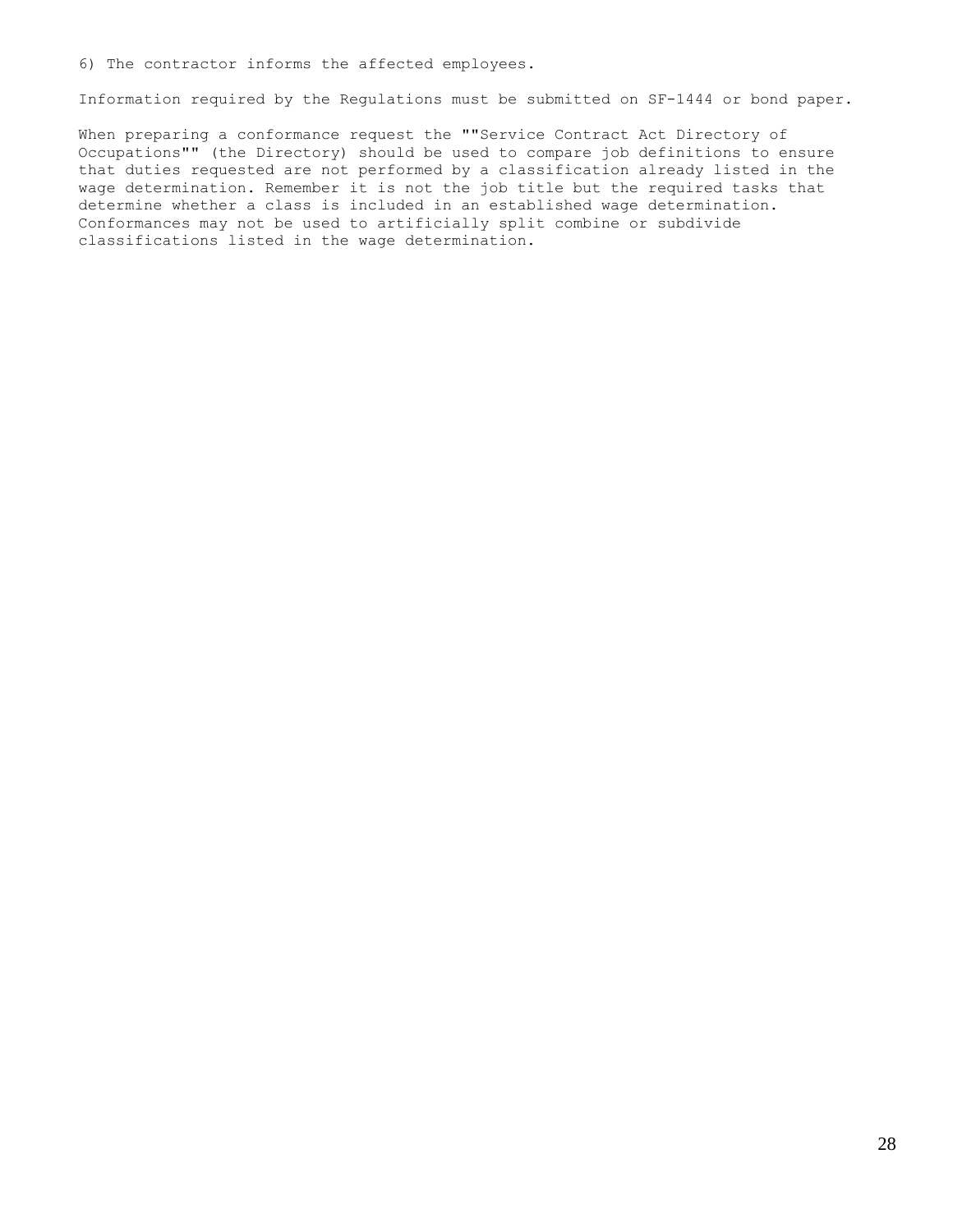6) The contractor informs the affected employees.

Information required by the Regulations must be submitted on SF-1444 or bond paper.

When preparing a conformance request the ""Service Contract Act Directory of Occupations"" (the Directory) should be used to compare job definitions to ensure that duties requested are not performed by a classification already listed in the wage determination. Remember it is not the job title but the required tasks that determine whether a class is included in an established wage determination. Conformances may not be used to artificially split combine or subdivide classifications listed in the wage determination.